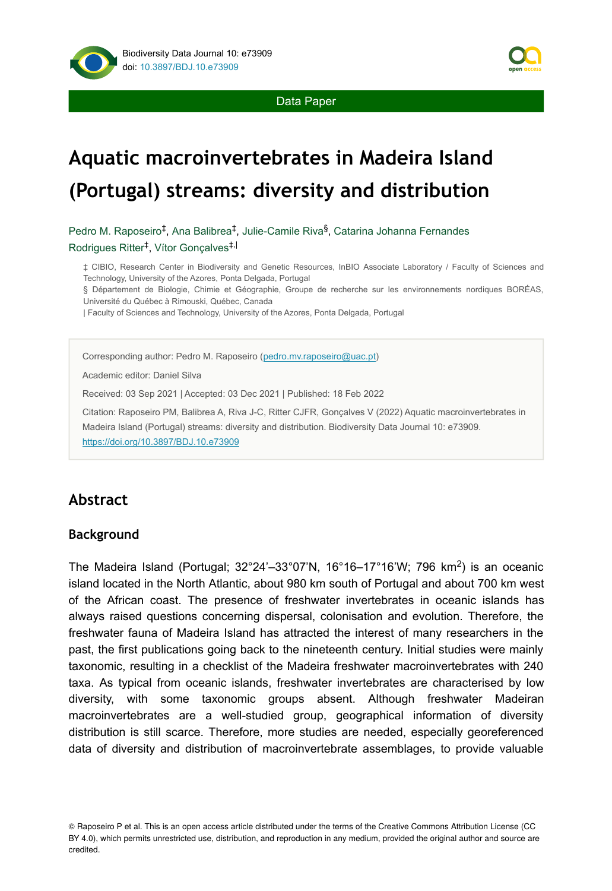Data Paper

# Aquatic macroinvertebrates in Madeira Island (Portugal) streams: diversity and distribution

Pedro M. Raposeiro[‡], Ana Balibrea[‡], Julie-Camile Riva[§], Catarina Johanna Fernandes Rodrigues Ritter[‡], Vítor Gonçalves[‡,|]

‡ CIBIO, Research Center in Biodiversity and Genetic Resources, InBIO Associate Laboratory / Faculty of Sciences and Technology, University of the Azores, Ponta Delgada, Portugal

§ Département de Biologie, Chimie et Géographie, Groupe de recherche sur les environnements nordiques BORÉAS, Université du Québec à Rimouski, Québec, Canada

| Faculty of Sciences and Technology, University of the Azores, Ponta Delgada, Portugal

Corresponding author: Pedro M. Raposeiro (pedro.mv.raposeiro@uac.pt)

Academic editor: Daniel Silva

Received: 03 Sep 2021 | Accepted: 03 Dec 2021 | Published: 18 Feb 2022

Citation: Raposeiro PM, Balibrea A, Riva J-C, Ritter CJFR, Gonçalves V (2022) Aquatic macroinvertebrates in Madeira Island (Portugal) streams: diversity and distribution. Biodiversity Data Journal 10: e73909. https://doi.org/10.3897/BDJ.10.e73909

## Abstract

### Background

The Madeira Island (Portugal; 32°24'–33°07'N, 16°16–17°16'W; 796 km$^2$) is an oceanic island located in the North Atlantic, about 980 km south of Portugal and about 700 km west of the African coast. The presence of freshwater invertebrates in oceanic islands has always raised questions concerning dispersal, colonisation and evolution. Therefore, the freshwater fauna of Madeira Island has attracted the interest of many researchers in the past, the first publications going back to the nineteenth century. Initial studies were mainly taxonomic, resulting in a checklist of the Madeira freshwater macroinvertebrates with 240 taxa. As typical from oceanic islands, freshwater invertebrates are characterised by low diversity, with some taxonomic groups absent. Although freshwater Madeiran macroinvertebrates are a well-studied group, geographical information of diversity distribution is still scarce. Therefore, more studies are needed, especially georeferenced data of diversity and distribution of macroinvertebrate assemblages, to provide valuable

© Raposeiro P et al. This is an open access article distributed under the terms of the Creative Commons Attribution License (CC BY 4.0), which permits unrestricted use, distribution, and reproduction in any medium, provided the original author and source are credited.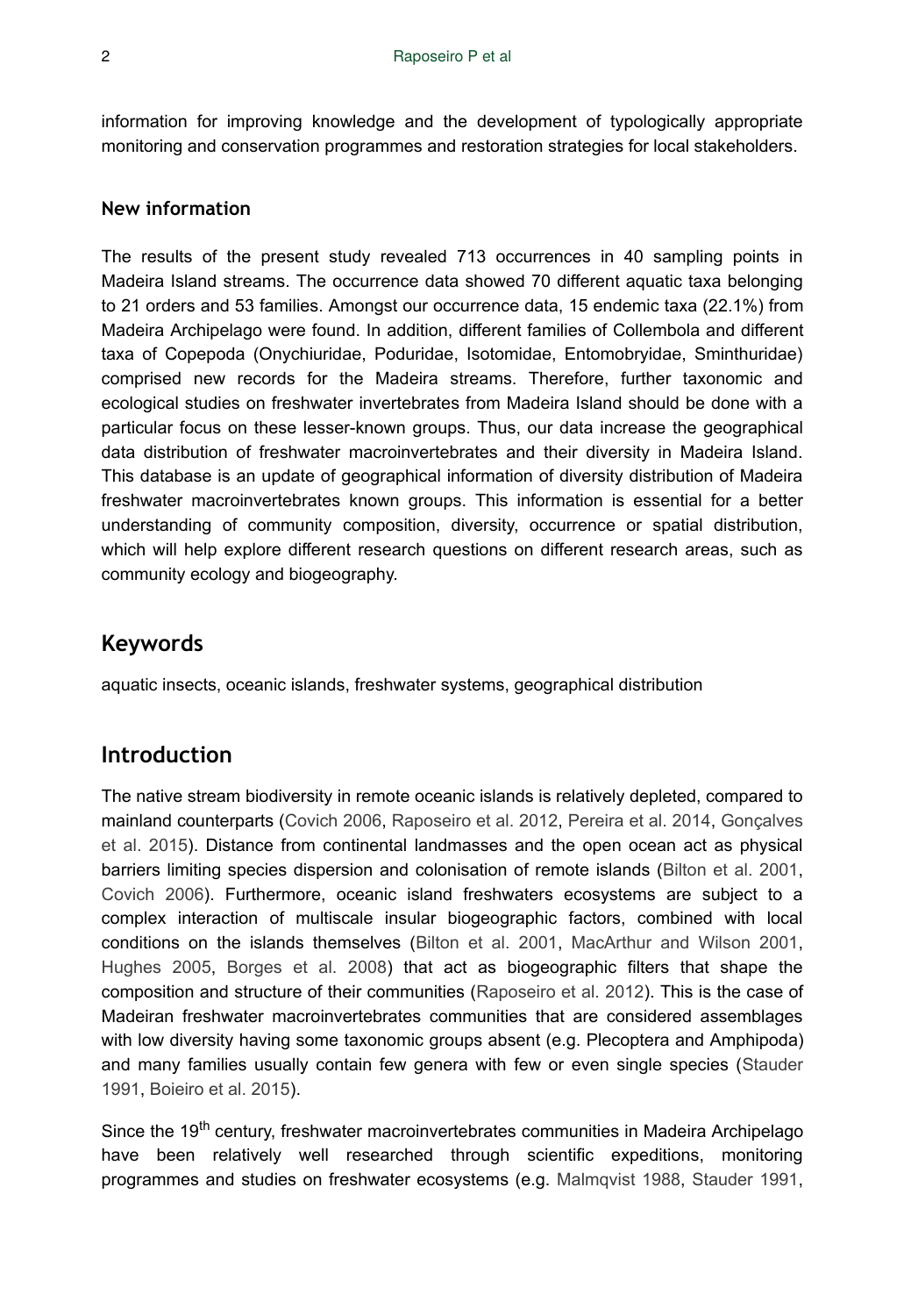information for improving knowledge and the development of typologically appropriate monitoring and conservation programmes and restoration strategies for local stakeholders.

### New information

The results of the present study revealed 713 occurrences in 40 sampling points in Madeira Island streams. The occurrence data showed 70 different aquatic taxa belonging to 21 orders and 53 families. Amongst our occurrence data, 15 endemic taxa (22.1%) from Madeira Archipelago were found. In addition, different families of Collembola and different taxa of Copepoda (Onychiuridae, Poduridae, Isotomidae, Entomobryidae, Sminthuridae) comprised new records for the Madeira streams. Therefore, further taxonomic and ecological studies on freshwater invertebrates from Madeira Island should be done with a particular focus on these lesser-known groups. Thus, our data increase the geographical data distribution of freshwater macroinvertebrates and their diversity in Madeira Island. This database is an update of geographical information of diversity distribution of Madeira freshwater macroinvertebrates known groups. This information is essential for a better understanding of community composition, diversity, occurrence or spatial distribution, which will help explore different research questions on different research areas, such as community ecology and biogeography.

## Keywords

aquatic insects, oceanic islands, freshwater systems, geographical distribution

## Introduction

The native stream biodiversity in remote oceanic islands is relatively depleted, compared to mainland counterparts (Covich 2006, Raposeiro et al. 2012, Pereira et al. 2014, Gonçalves et al. 2015). Distance from continental landmasses and the open ocean act as physical barriers limiting species dispersion and colonisation of remote islands (Bilton et al. 2001, Covich 2006). Furthermore, oceanic island freshwaters ecosystems are subject to a complex interaction of multiscale insular biogeographic factors, combined with local conditions on the islands themselves (Bilton et al. 2001, MacArthur and Wilson 2001, Hughes 2005, Borges et al. 2008) that act as biogeographic filters that shape the composition and structure of their communities (Raposeiro et al. 2012). This is the case of Madeiran freshwater macroinvertebrates communities that are considered assemblages with low diversity having some taxonomic groups absent (e.g. Plecoptera and Amphipoda) and many families usually contain few genera with few or even single species (Stauder 1991, Boieiro et al. 2015).

Since the 19th century, freshwater macroinvertebrates communities in Madeira Archipelago have been relatively well researched through scientific expeditions, monitoring programmes and studies on freshwater ecosystems (e.g. Malmqvist 1988, Stauder 1991,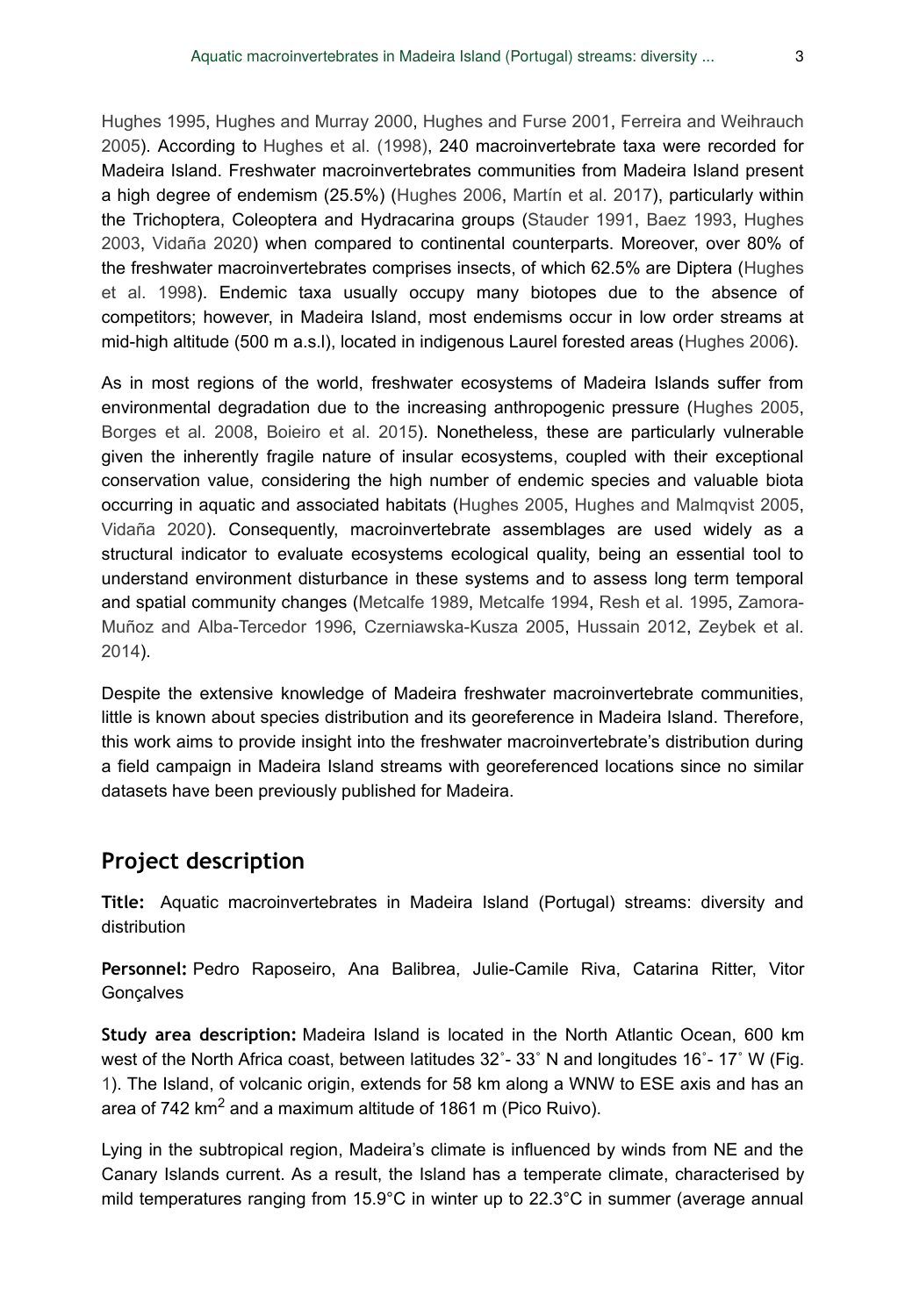Hughes 1995, Hughes and Murray 2000, Hughes and Furse 2001, Ferreira and Weihrauch 2005). According to Hughes et al. (1998), 240 macroinvertebrate taxa were recorded for Madeira Island. Freshwater macroinvertebrates communities from Madeira Island present a high degree of endemism (25.5%) (Hughes 2006, Martín et al. 2017), particularly within the Trichoptera, Coleoptera and Hydracarina groups (Stauder 1991, Baez 1993, Hughes 2003, Vidaña 2020) when compared to continental counterparts. Moreover, over 80% of the freshwater macroinvertebrates comprises insects, of which 62.5% are Diptera (Hughes et al. 1998). Endemic taxa usually occupy many biotopes due to the absence of competitors; however, in Madeira Island, most endemisms occur in low order streams at mid-high altitude (500 m a.s.l), located in indigenous Laurel forested areas (Hughes 2006).

As in most regions of the world, freshwater ecosystems of Madeira Islands suffer from environmental degradation due to the increasing anthropogenic pressure (Hughes 2005, Borges et al. 2008, Boieiro et al. 2015). Nonetheless, these are particularly vulnerable given the inherently fragile nature of insular ecosystems, coupled with their exceptional conservation value, considering the high number of endemic species and valuable biota occurring in aquatic and associated habitats (Hughes 2005, Hughes and Malmqvist 2005, Vidaña 2020). Consequently, macroinvertebrate assemblages are used widely as a structural indicator to evaluate ecosystems ecological quality, being an essential tool to understand environment disturbance in these systems and to assess long term temporal and spatial community changes (Metcalfe 1989, Metcalfe 1994, Resh et al. 1995, Zamora-Muñoz and Alba-Tercedor 1996, Czerniawska-Kusza 2005, Hussain 2012, Zeybek et al. 2014).

Despite the extensive knowledge of Madeira freshwater macroinvertebrate communities, little is known about species distribution and its georeference in Madeira Island. Therefore, this work aims to provide insight into the freshwater macroinvertebrate's distribution during a field campaign in Madeira Island streams with georeferenced locations since no similar datasets have been previously published for Madeira.

## Project description

**Title:** Aquatic macroinvertebrates in Madeira Island (Portugal) streams: diversity and distribution

**Personnel:** Pedro Raposeiro, Ana Balibrea, Julie-Camile Riva, Catarina Ritter, Vitor Gonçalves

**Study area description:** Madeira Island is located in the North Atlantic Ocean, 600 km west of the North Africa coast, between latitudes 32˚- 33˚ N and longitudes 16˚- 17˚ W (Fig. 1). The Island, of volcanic origin, extends for 58 km along a WNW to ESE axis and has an area of 742 km$^2$ and a maximum altitude of 1861 m (Pico Ruivo).

Lying in the subtropical region, Madeira's climate is influenced by winds from NE and the Canary Islands current. As a result, the Island has a temperate climate, characterised by mild temperatures ranging from 15.9°C in winter up to 22.3°C in summer (average annual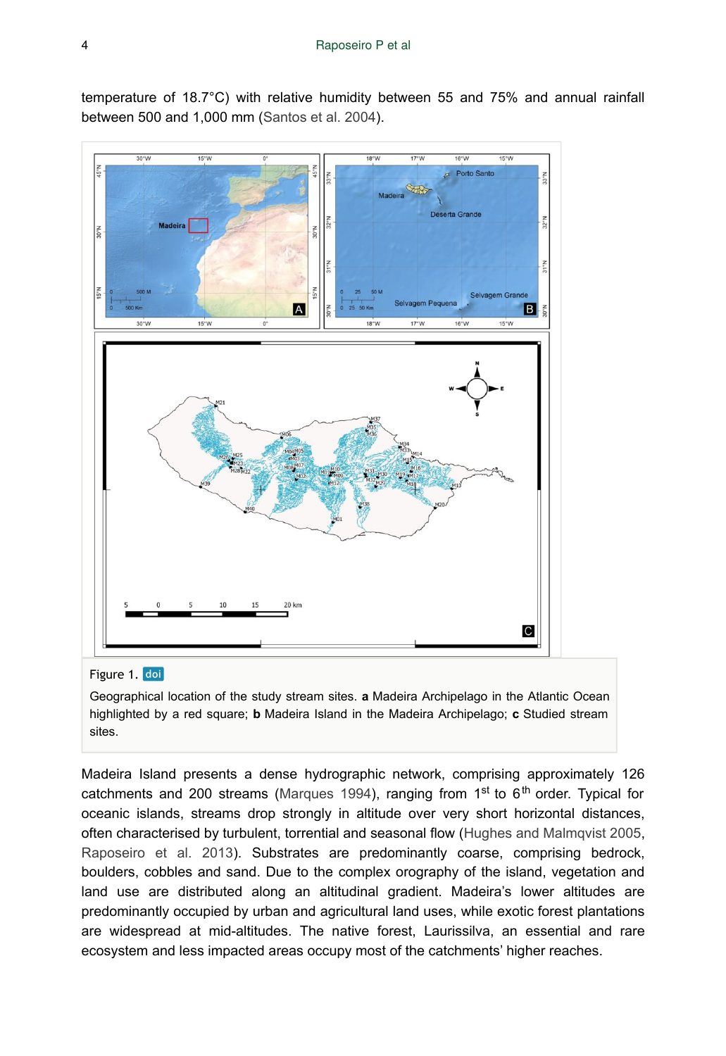temperature of 18.7°C) with relative humidity between 55 and 75% and annual rainfall between 500 and 1,000 mm (Santos et al. 2004).

Figure 1. doi

Geographical location of the study stream sites. **a** Madeira Archipelago in the Atlantic Ocean highlighted by a red square; **b** Madeira Island in the Madeira Archipelago; **c** Studied stream sites.

Madeira Island presents a dense hydrographic network, comprising approximately 126 catchments and 200 streams (Marques 1994), ranging from 1st to 6th order. Typical for oceanic islands, streams drop strongly in altitude over very short horizontal distances, often characterised by turbulent, torrential and seasonal flow (Hughes and Malmqvist 2005, Raposeiro et al. 2013). Substrates are predominantly coarse, comprising bedrock, boulders, cobbles and sand. Due to the complex orography of the island, vegetation and land use are distributed along an altitudinal gradient. Madeira's lower altitudes are predominantly occupied by urban and agricultural land uses, while exotic forest plantations are widespread at mid-altitudes. The native forest, Laurissilva, an essential and rare ecosystem and less impacted areas occupy most of the catchments' higher reaches.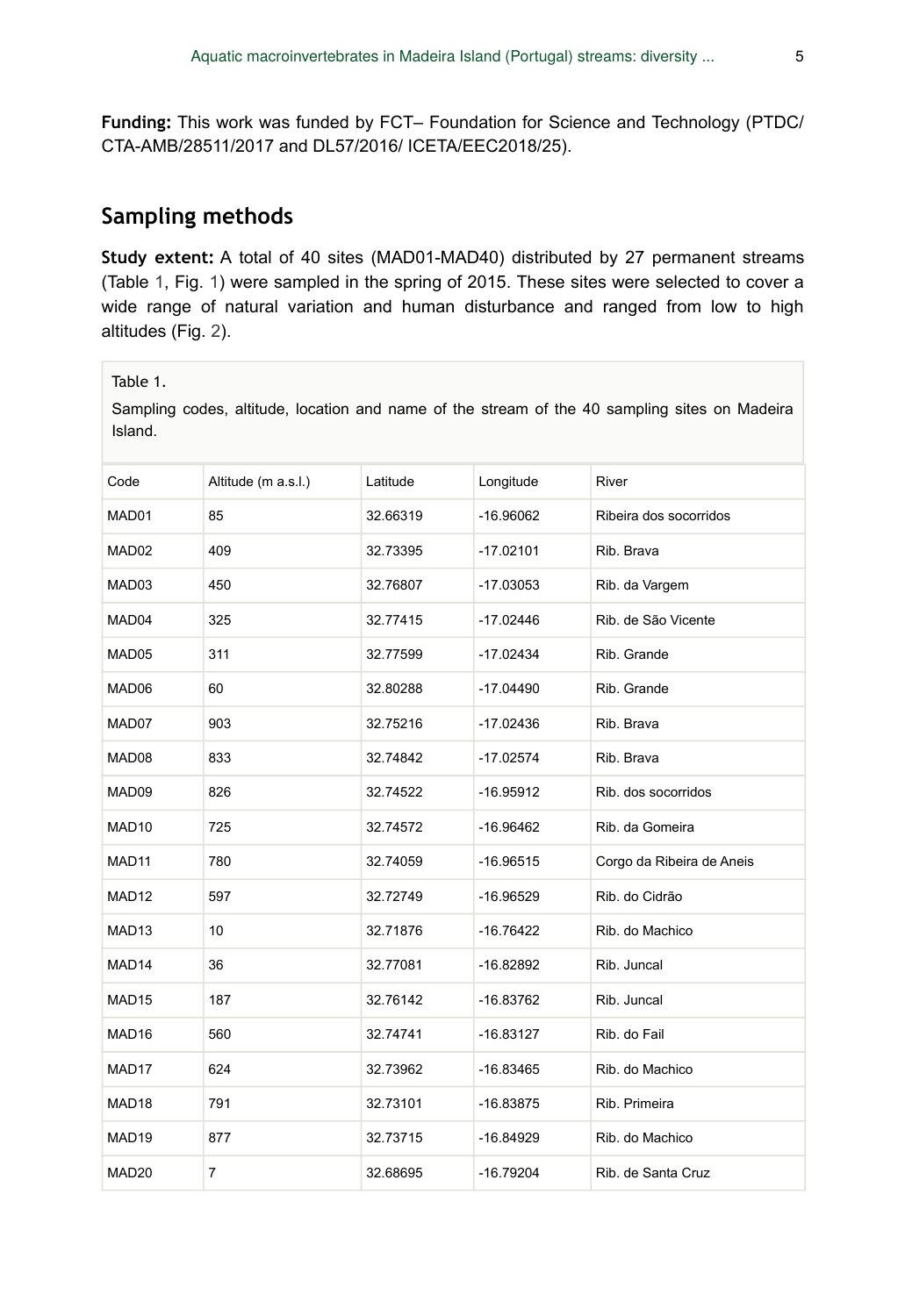**Funding:** This work was funded by FCT– Foundation for Science and Technology (PTDC/CTA-AMB/28511/2017 and DL57/2016/ ICETA/EEC2018/25).

## Sampling methods

**Study extent:** A total of 40 sites (MAD01-MAD40) distributed by 27 permanent streams (Table 1, Fig. 1) were sampled in the spring of 2015. These sites were selected to cover a wide range of natural variation and human disturbance and ranged from low to high altitudes (Fig. 2).

Table 1.

Sampling codes, altitude, location and name of the stream of the 40 sampling sites on Madeira Island.

| Code | Altitude (m a.s.l.) | Latitude | Longitude | River |
|---|---|---|---|---|
| MAD01 | 85 | 32.66319 | -16.96062 | Ribeira dos socorridos |
| MAD02 | 409 | 32.73395 | -17.02101 | Rib. Brava |
| MAD03 | 450 | 32.76807 | -17.03053 | Rib. da Vargem |
| MAD04 | 325 | 32.77415 | -17.02446 | Rib. de São Vicente |
| MAD05 | 311 | 32.77599 | -17.02434 | Rib. Grande |
| MAD06 | 60 | 32.80288 | -17.04490 | Rib. Grande |
| MAD07 | 903 | 32.75216 | -17.02436 | Rib. Brava |
| MAD08 | 833 | 32.74842 | -17.02574 | Rib. Brava |
| MAD09 | 826 | 32.74522 | -16.95912 | Rib. dos socorridos |
| MAD10 | 725 | 32.74572 | -16.96462 | Rib. da Gomeira |
| MAD11 | 780 | 32.74059 | -16.96515 | Corgo da Ribeira de Aneis |
| MAD12 | 597 | 32.72749 | -16.96529 | Rib. do Cidrão |
| MAD13 | 10 | 32.71876 | -16.76422 | Rib. do Machico |
| MAD14 | 36 | 32.77081 | -16.82892 | Rib. Juncal |
| MAD15 | 187 | 32.76142 | -16.83762 | Rib. Juncal |
| MAD16 | 560 | 32.74741 | -16.83127 | Rib. do Fail |
| MAD17 | 624 | 32.73962 | -16.83465 | Rib. do Machico |
| MAD18 | 791 | 32.73101 | -16.83875 | Rib. Primeira |
| MAD19 | 877 | 32.73715 | -16.84929 | Rib. do Machico |
| MAD20 | 7 | 32.68695 | -16.79204 | Rib. de Santa Cruz |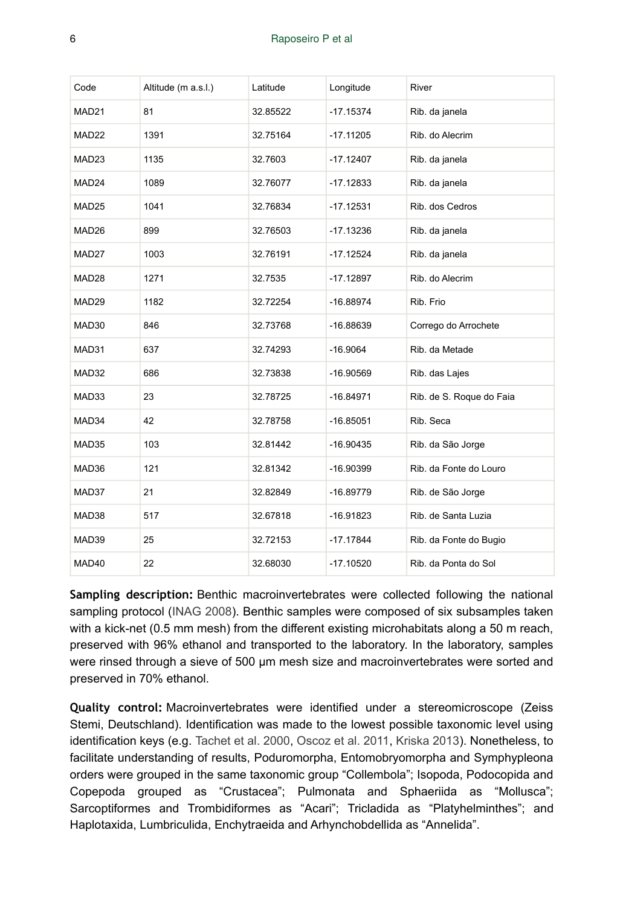| Code | Altitude (m a.s.l.) | Latitude | Longitude | River |
|---|---|---|---|---|
| MAD21 | 81 | 32.85522 | -17.15374 | Rib. da janela |
| MAD22 | 1391 | 32.75164 | -17.11205 | Rib. do Alecrim |
| MAD23 | 1135 | 32.7603 | -17.12407 | Rib. da janela |
| MAD24 | 1089 | 32.76077 | -17.12833 | Rib. da janela |
| MAD25 | 1041 | 32.76834 | -17.12531 | Rib. dos Cedros |
| MAD26 | 899 | 32.76503 | -17.13236 | Rib. da janela |
| MAD27 | 1003 | 32.76191 | -17.12524 | Rib. da janela |
| MAD28 | 1271 | 32.7535 | -17.12897 | Rib. do Alecrim |
| MAD29 | 1182 | 32.72254 | -16.88974 | Rib. Frio |
| MAD30 | 846 | 32.73768 | -16.88639 | Corrego do Arrochete |
| MAD31 | 637 | 32.74293 | -16.9064 | Rib. da Metade |
| MAD32 | 686 | 32.73838 | -16.90569 | Rib. das Lajes |
| MAD33 | 23 | 32.78725 | -16.84971 | Rib. de S. Roque do Faia |
| MAD34 | 42 | 32.78758 | -16.85051 | Rib. Seca |
| MAD35 | 103 | 32.81442 | -16.90435 | Rib. da São Jorge |
| MAD36 | 121 | 32.81342 | -16.90399 | Rib. da Fonte do Louro |
| MAD37 | 21 | 32.82849 | -16.89779 | Rib. de São Jorge |
| MAD38 | 517 | 32.67818 | -16.91823 | Rib. de Santa Luzia |
| MAD39 | 25 | 32.72153 | -17.17844 | Rib. da Fonte do Bugio |
| MAD40 | 22 | 32.68030 | -17.10520 | Rib. da Ponta do Sol |

**Sampling description:** Benthic macroinvertebrates were collected following the national sampling protocol (INAG 2008). Benthic samples were composed of six subsamples taken with a kick-net (0.5 mm mesh) from the different existing microhabitats along a 50 m reach, preserved with 96% ethanol and transported to the laboratory. In the laboratory, samples were rinsed through a sieve of 500 μm mesh size and macroinvertebrates were sorted and preserved in 70% ethanol.

**Quality control:** Macroinvertebrates were identified under a stereomicroscope (Zeiss Stemi, Deutschland). Identification was made to the lowest possible taxonomic level using identification keys (e.g. Tachet et al. 2000, Oscoz et al. 2011, Kriska 2013). Nonetheless, to facilitate understanding of results, Poduromorpha, Entomobryomorpha and Symphypleona orders were grouped in the same taxonomic group "Collembola"; Isopoda, Podocopida and Copepoda grouped as "Crustacea"; Pulmonata and Sphaeriida as "Mollusca"; Sarcoptiformes and Trombidiformes as "Acari"; Tricladida as "Platyhelminthes"; and Haplotaxida, Lumbriculida, Enchytraeida and Arhynchobdellida as "Annelida".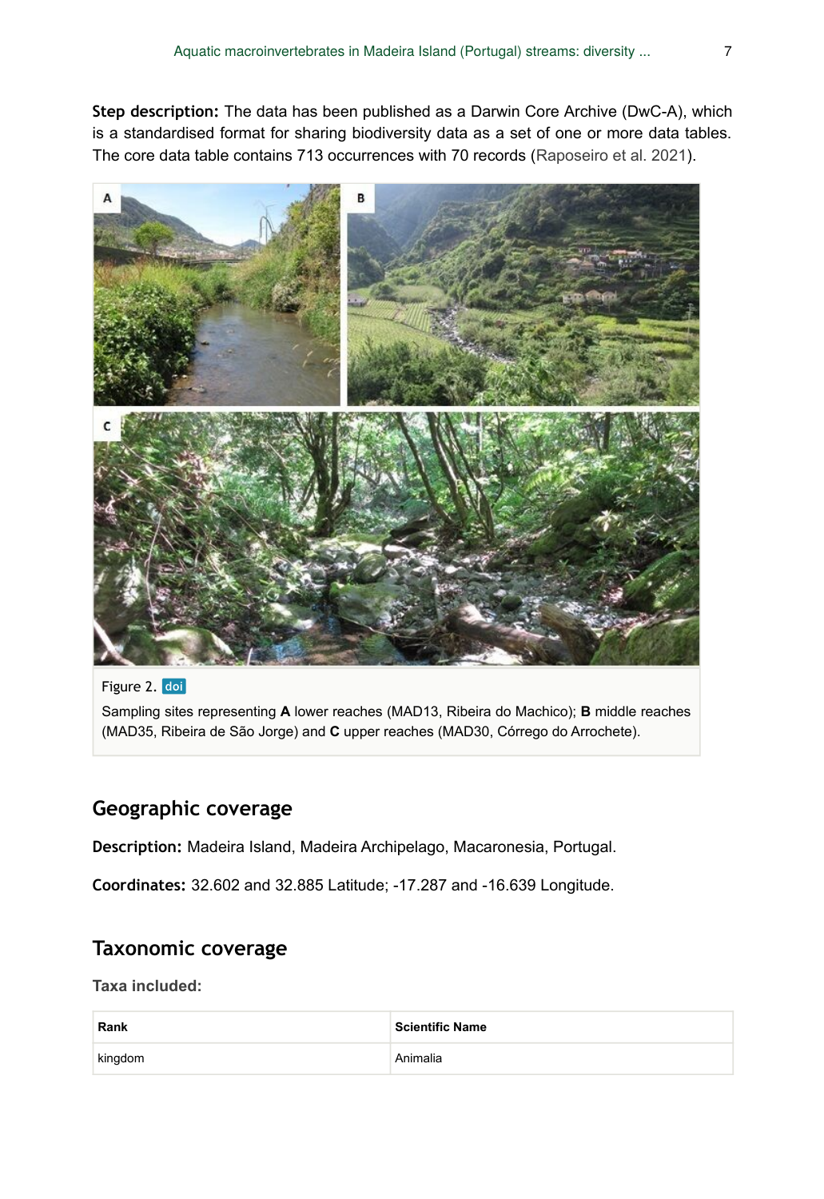**Step description:** The data has been published as a Darwin Core Archive (DwC-A), which is a standardised format for sharing biodiversity data as a set of one or more data tables. The core data table contains 713 occurrences with 70 records (Raposeiro et al. 2021).

Figure 2. doi

Sampling sites representing **A** lower reaches (MAD13, Ribeira do Machico); **B** middle reaches (MAD35, Ribeira de São Jorge) and **C** upper reaches (MAD30, Córrego do Arrochete).

## Geographic coverage

**Description:** Madeira Island, Madeira Archipelago, Macaronesia, Portugal.

**Coordinates:** 32.602 and 32.885 Latitude; -17.287 and -16.639 Longitude.

## Taxonomic coverage

**Taxa included:**

| Rank | Scientific Name |
|---|---|
| kingdom | Animalia |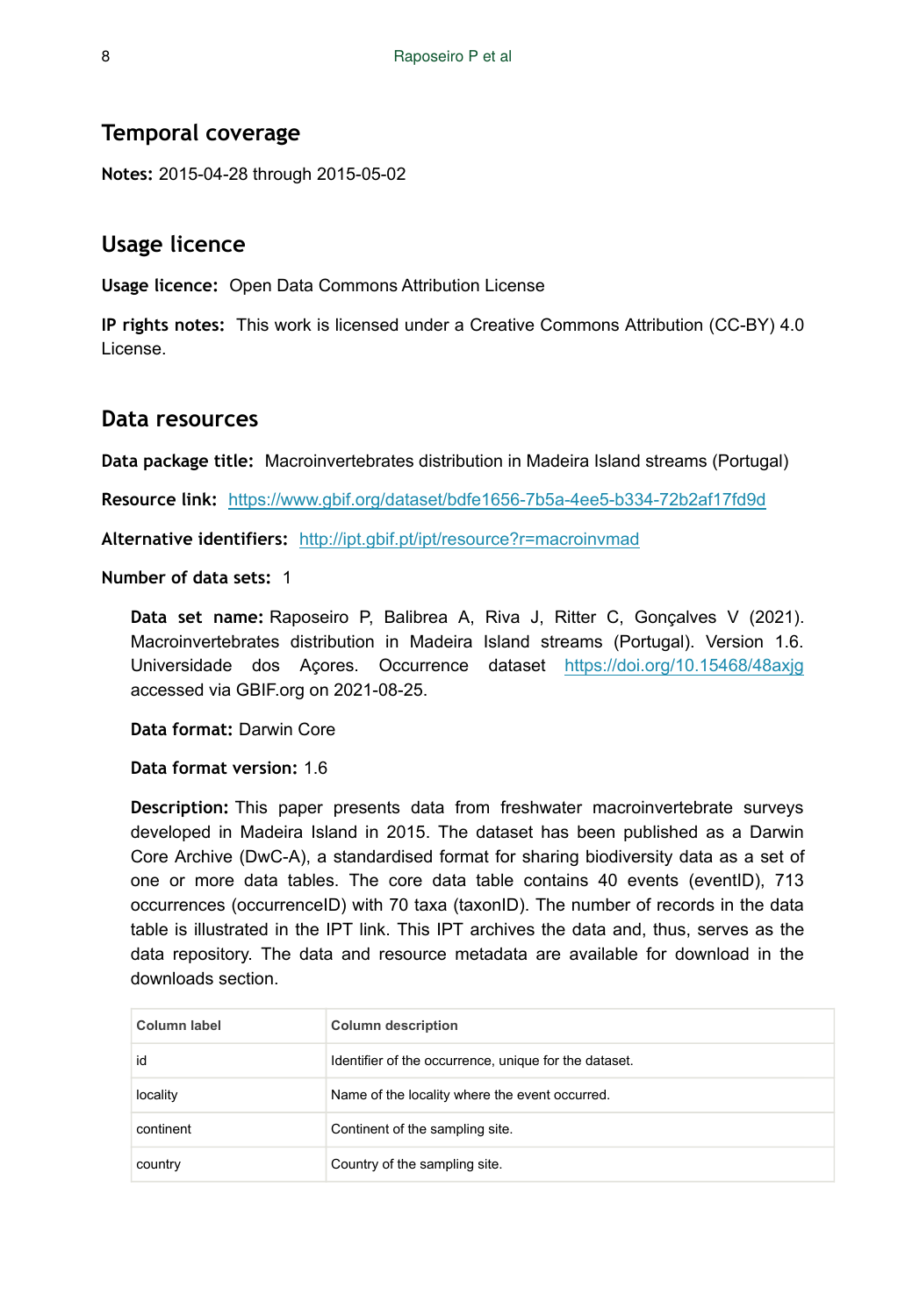## Temporal coverage

**Notes:** 2015-04-28 through 2015-05-02

## Usage licence

**Usage licence:** Open Data Commons Attribution License

**IP rights notes:** This work is licensed under a Creative Commons Attribution (CC-BY) 4.0 License.

## Data resources

**Data package title:** Macroinvertebrates distribution in Madeira Island streams (Portugal)

**Resource link:** https://www.gbif.org/dataset/bdfe1656-7b5a-4ee5-b334-72b2af17fd9d

**Alternative identifiers:** http://ipt.gbif.pt/ipt/resource?r=macroinvmad

**Number of data sets:** 1

**Data set name:** Raposeiro P, Balibrea A, Riva J, Ritter C, Gonçalves V (2021). Macroinvertebrates distribution in Madeira Island streams (Portugal). Version 1.6. Universidade dos Açores. Occurrence dataset https://doi.org/10.15468/48axjg accessed via GBIF.org on 2021-08-25.

**Data format:** Darwin Core

**Data format version:** 1.6

**Description:** This paper presents data from freshwater macroinvertebrate surveys developed in Madeira Island in 2015. The dataset has been published as a Darwin Core Archive (DwC-A), a standardised format for sharing biodiversity data as a set of one or more data tables. The core data table contains 40 events (eventID), 713 occurrences (occurrenceID) with 70 taxa (taxonID). The number of records in the data table is illustrated in the IPT link. This IPT archives the data and, thus, serves as the data repository. The data and resource metadata are available for download in the downloads section.

| Column label | Column description |
|---|---|
| id | Identifier of the occurrence, unique for the dataset. |
| locality | Name of the locality where the event occurred. |
| continent | Continent of the sampling site. |
| country | Country of the sampling site. |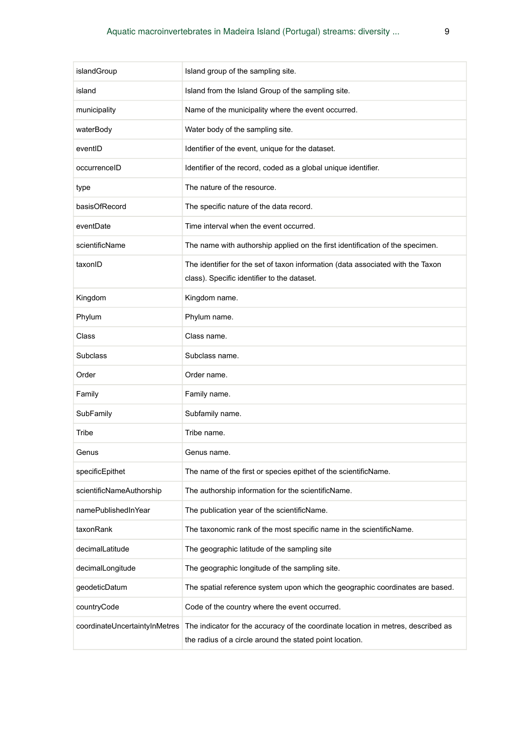| | |
|---|---|
| islandGroup | Island group of the sampling site. |
| island | Island from the Island Group of the sampling site. |
| municipality | Name of the municipality where the event occurred. |
| waterBody | Water body of the sampling site. |
| eventID | Identifier of the event, unique for the dataset. |
| occurrenceID | Identifier of the record, coded as a global unique identifier. |
| type | The nature of the resource. |
| basisOfRecord | The specific nature of the data record. |
| eventDate | Time interval when the event occurred. |
| scientificName | The name with authorship applied on the first identification of the specimen. |
| taxonID | The identifier for the set of taxon information (data associated with the Taxon class). Specific identifier to the dataset. |
| Kingdom | Kingdom name. |
| Phylum | Phylum name. |
| Class | Class name. |
| Subclass | Subclass name. |
| Order | Order name. |
| Family | Family name. |
| SubFamily | Subfamily name. |
| Tribe | Tribe name. |
| Genus | Genus name. |
| specificEpithet | The name of the first or species epithet of the scientificName. |
| scientificNameAuthorship | The authorship information for the scientificName. |
| namePublishedInYear | The publication year of the scientificName. |
| taxonRank | The taxonomic rank of the most specific name in the scientificName. |
| decimalLatitude | The geographic latitude of the sampling site |
| decimalLongitude | The geographic longitude of the sampling site. |
| geodeticDatum | The spatial reference system upon which the geographic coordinates are based. |
| countryCode | Code of the country where the event occurred. |
| coordinateUncertaintyInMetres | The indicator for the accuracy of the coordinate location in metres, described as the radius of a circle around the stated point location. |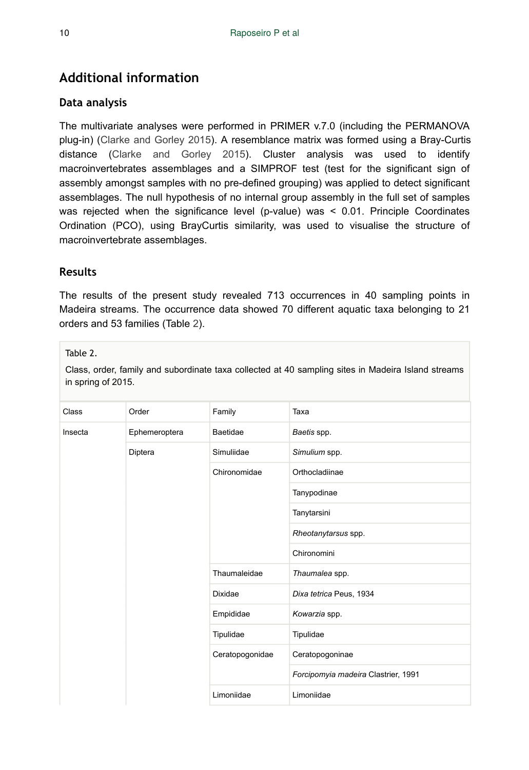## Additional information

### Data analysis

The multivariate analyses were performed in PRIMER v.7.0 (including the PERMANOVA plug-in) (Clarke and Gorley 2015). A resemblance matrix was formed using a Bray-Curtis distance (Clarke and Gorley 2015). Cluster analysis was used to identify macroinvertebrates assemblages and a SIMPROF test (test for the significant sign of assembly amongst samples with no pre-defined grouping) was applied to detect significant assemblages. The null hypothesis of no internal group assembly in the full set of samples was rejected when the significance level (p-value) was < 0.01. Principle Coordinates Ordination (PCO), using BrayCurtis similarity, was used to visualise the structure of macroinvertebrate assemblages.

### Results

The results of the present study revealed 713 occurrences in 40 sampling points in Madeira streams. The occurrence data showed 70 different aquatic taxa belonging to 21 orders and 53 families (Table 2).

Table 2.

Class, order, family and subordinate taxa collected at 40 sampling sites in Madeira Island streams in spring of 2015.

| Class | Order | Family | Taxa |
|---|---|---|---|
| Insecta | Ephemeroptera | Baetidae | *Baetis* spp. |
| | Diptera | Simuliidae | *Simulium* spp. |
| | | Chironomidae | Orthocladiinae |
| | | | Tanypodinae |
| | | | Tanytarsini |
| | | | *Rheotanytarsus* spp. |
| | | | Chironomini |
| | | Thaumaleidae | *Thaumalea* spp. |
| | | Dixidae | *Dixa tetrica* Peus, 1934 |
| | | Empididae | *Kowarzia* spp. |
| | | Tipulidae | Tipulidae |
| | | Ceratopogonidae | Ceratopogoninae |
| | | | *Forcipomyia madeira* Clastrier, 1991 |
| | | Limoniidae | Limoniidae |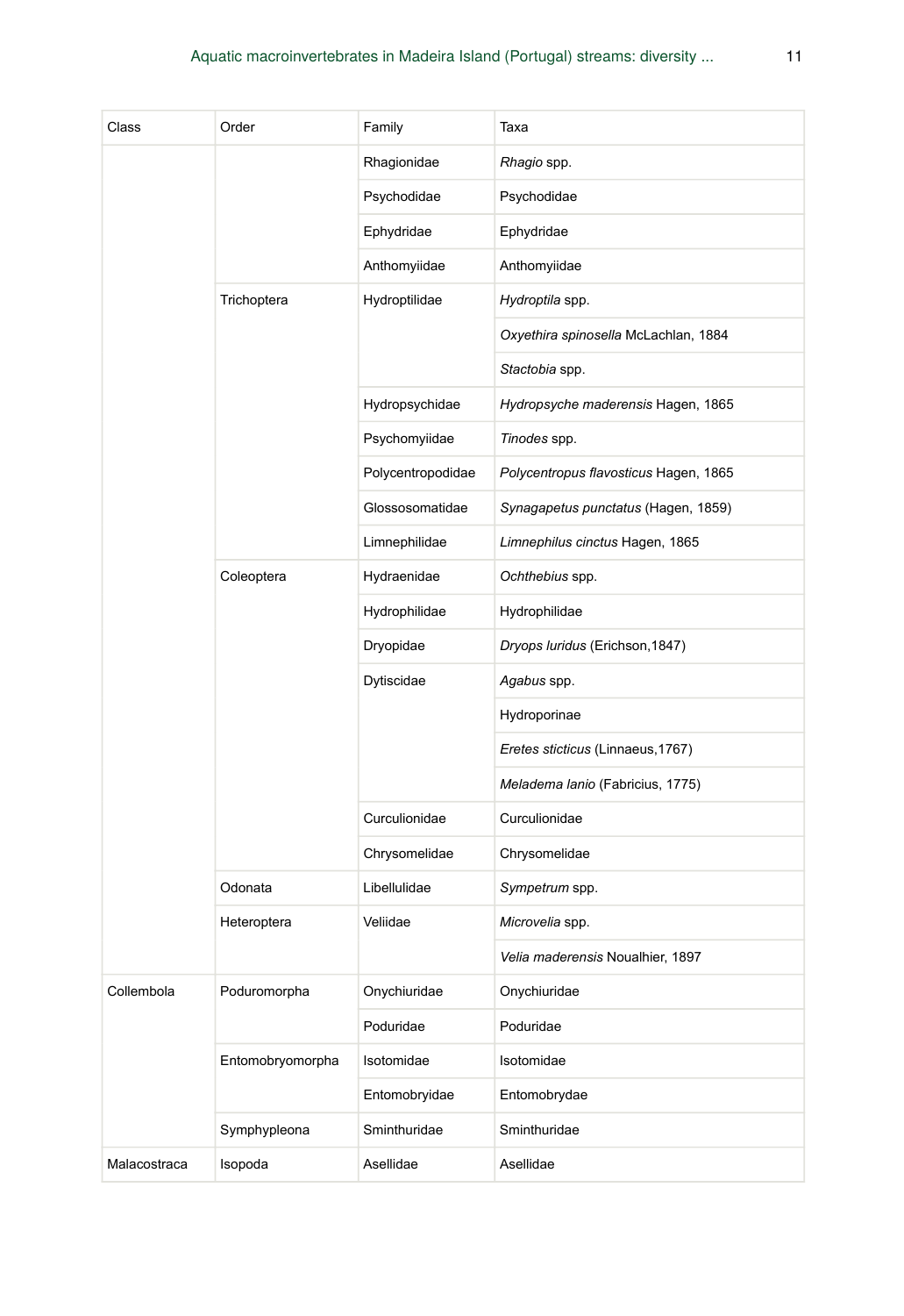| Class | Order | Family | Taxa |
|---|---|---|---|
| | | Rhagionidae | *Rhagio* spp. |
| | | Psychodidae | Psychodidae |
| | | Ephydridae | Ephydridae |
| | | Anthomyiidae | Anthomyiidae |
| | Trichoptera | Hydroptilidae | *Hydroptila* spp. |
| | | | *Oxyethira spinosella* McLachlan, 1884 |
| | | | *Stactobia* spp. |
| | | Hydropsychidae | *Hydropsyche maderensis* Hagen, 1865 |
| | | Psychomyiidae | *Tinodes* spp. |
| | | Polycentropodidae | *Polycentropus flavosticus* Hagen, 1865 |
| | | Glossosomatidae | *Synagapetus punctatus* (Hagen, 1859) |
| | | Limnephilidae | *Limnephilus cinctus* Hagen, 1865 |
| | Coleoptera | Hydraenidae | *Ochthebius* spp. |
| | | Hydrophilidae | Hydrophilidae |
| | | Dryopidae | *Dryops luridus* (Erichson,1847) |
| | | Dytiscidae | *Agabus* spp. |
| | | | Hydroporinae |
| | | | *Eretes sticticus* (Linnaeus,1767) |
| | | | *Meladema lanio* (Fabricius, 1775) |
| | | Curculionidae | Curculionidae |
| | | Chrysomelidae | Chrysomelidae |
| | Odonata | Libellulidae | *Sympetrum* spp. |
| | Heteroptera | Veliidae | *Microvelia* spp. |
| | | | *Velia maderensis* Noualhier, 1897 |
| Collembola | Poduromorpha | Onychiuridae | Onychiuridae |
| | | Poduridae | Poduridae |
| | Entomobryomorpha | Isotomidae | Isotomidae |
| | | Entomobryidae | Entomobrydae |
| | Symphypleona | Sminthuridae | Sminthuridae |
| Malacostraca | Isopoda | Asellidae | Asellidae |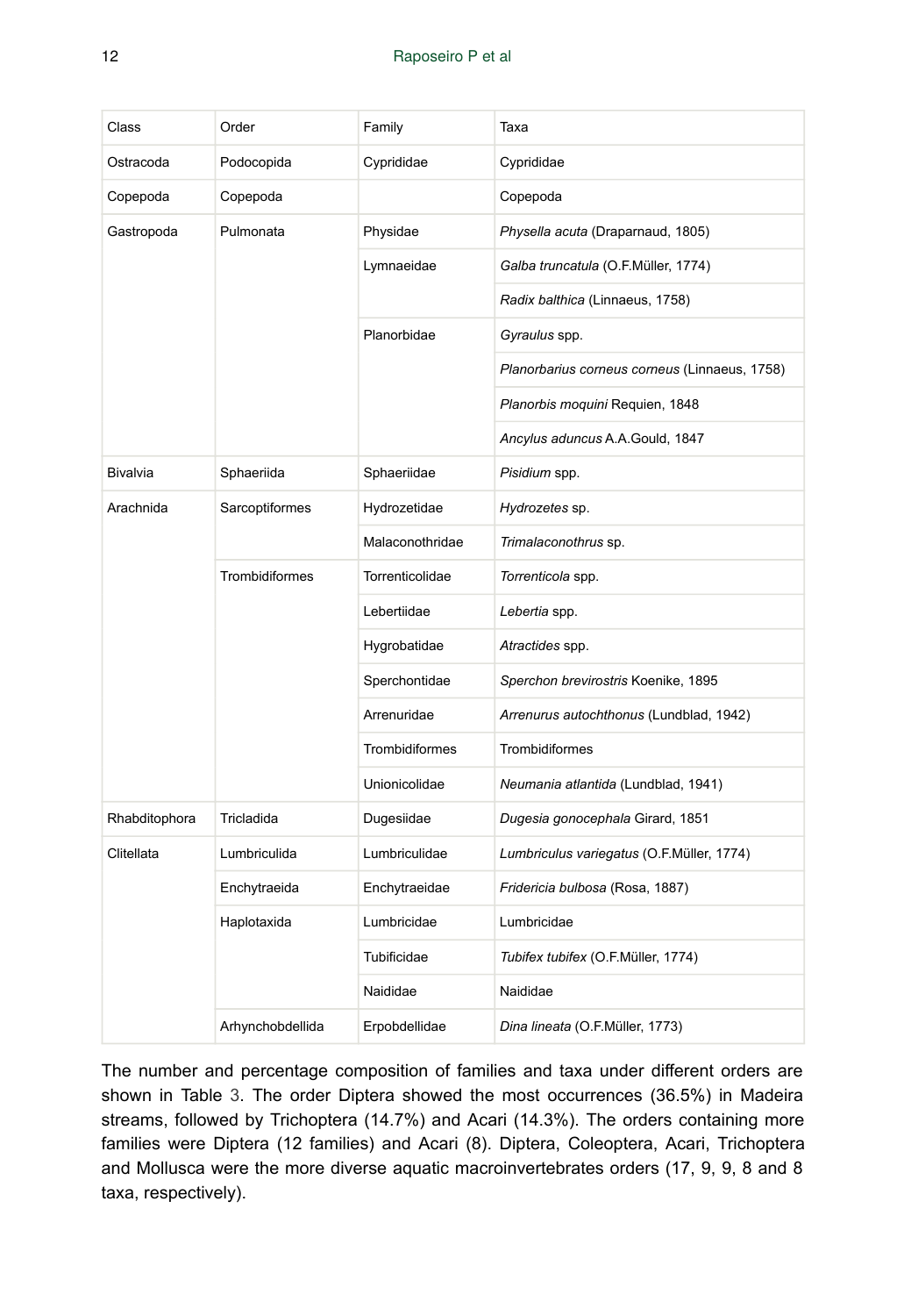| Class | Order | Family | Taxa |
|---|---|---|---|
| Ostracoda | Podocopida | Cyprididae | Cyprididae |
| Copepoda | Copepoda | | Copepoda |
| Gastropoda | Pulmonata | Physidae | *Physella acuta* (Draparnaud, 1805) |
| | | Lymnaeidae | *Galba truncatula* (O.F.Müller, 1774) |
| | | | *Radix balthica* (Linnaeus, 1758) |
| | | Planorbidae | *Gyraulus* spp. |
| | | | *Planorbarius corneus corneus* (Linnaeus, 1758) |
| | | | *Planorbis moquini* Requien, 1848 |
| | | | *Ancylus aduncus* A.A.Gould, 1847 |
| Bivalvia | Sphaeriida | Sphaeriidae | *Pisidium* spp. |
| Arachnida | Sarcoptiformes | Hydrozetidae | *Hydrozetes* sp. |
| | | Malaconothridae | *Trimalaconothrus* sp. |
| | Trombidiformes | Torrenticolidae | *Torrenticola* spp. |
| | | Lebertiidae | *Lebertia* spp. |
| | | Hygrobatidae | *Atractides* spp. |
| | | Sperchontidae | *Sperchon brevirostris* Koenike, 1895 |
| | | Arrenuridae | *Arrenurus autochthonus* (Lundblad, 1942) |
| | | Trombidiformes | Trombidiformes |
| | | Unionicolidae | *Neumania atlantida* (Lundblad, 1941) |
| Rhabditophora | Tricladida | Dugesiidae | *Dugesia gonocephala* Girard, 1851 |
| Clitellata | Lumbriculida | Lumbriculidae | *Lumbriculus variegatus* (O.F.Müller, 1774) |
| | Enchytraeida | Enchytraeidae | *Fridericia bulbosa* (Rosa, 1887) |
| | Haplotaxida | Lumbricidae | Lumbricidae |
| | | Tubificidae | *Tubifex tubifex* (O.F.Müller, 1774) |
| | | Naididae | Naididae |
| | Arhynchobdellida | Erpobdellidae | *Dina lineata* (O.F.Müller, 1773) |

The number and percentage composition of families and taxa under different orders are shown in Table 3. The order Diptera showed the most occurrences (36.5%) in Madeira streams, followed by Trichoptera (14.7%) and Acari (14.3%). The orders containing more families were Diptera (12 families) and Acari (8). Diptera, Coleoptera, Acari, Trichoptera and Mollusca were the more diverse aquatic macroinvertebrates orders (17, 9, 9, 8 and 8 taxa, respectively).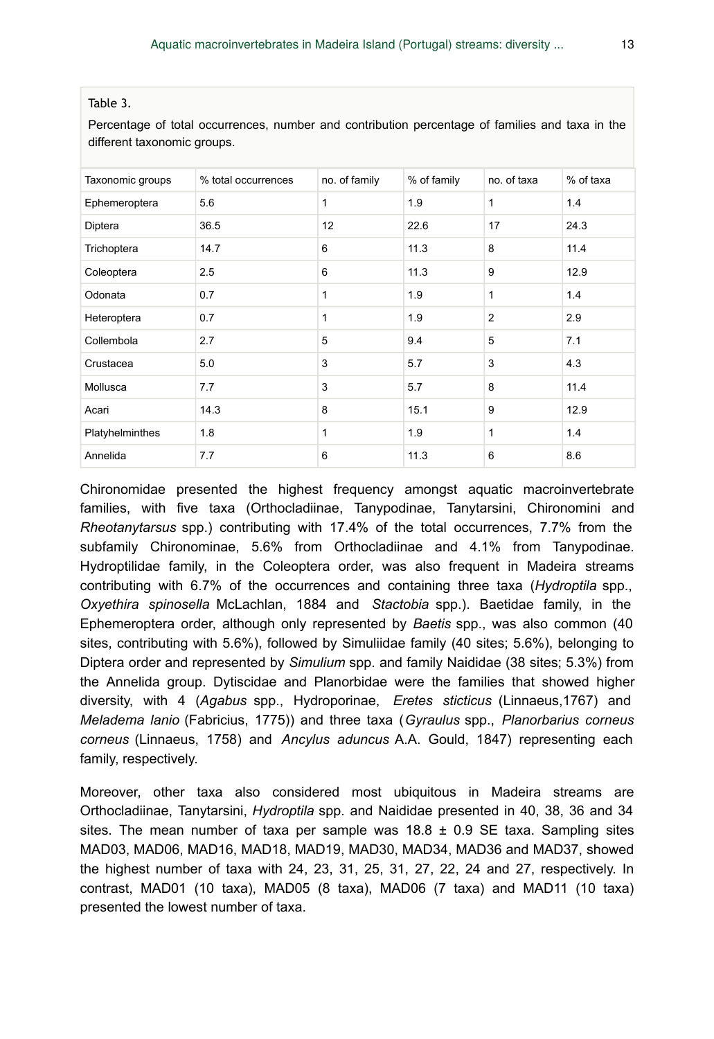Table 3.

Percentage of total occurrences, number and contribution percentage of families and taxa in the different taxonomic groups.

| Taxonomic groups | % total occurrences | no. of family | % of family | no. of taxa | % of taxa |
| --- | --- | --- | --- | --- | --- |
| Ephemeroptera | 5.6 | 1 | 1.9 | 1 | 1.4 |
| Diptera | 36.5 | 12 | 22.6 | 17 | 24.3 |
| Trichoptera | 14.7 | 6 | 11.3 | 8 | 11.4 |
| Coleoptera | 2.5 | 6 | 11.3 | 9 | 12.9 |
| Odonata | 0.7 | 1 | 1.9 | 1 | 1.4 |
| Heteroptera | 0.7 | 1 | 1.9 | 2 | 2.9 |
| Collembola | 2.7 | 5 | 9.4 | 5 | 7.1 |
| Crustacea | 5.0 | 3 | 5.7 | 3 | 4.3 |
| Mollusca | 7.7 | 3 | 5.7 | 8 | 11.4 |
| Acari | 14.3 | 8 | 15.1 | 9 | 12.9 |
| Platyhelminthes | 1.8 | 1 | 1.9 | 1 | 1.4 |
| Annelida | 7.7 | 6 | 11.3 | 6 | 8.6 |

Chironomidae presented the highest frequency amongst aquatic macroinvertebrate families, with five taxa (Orthocladiinae, Tanypodinae, Tanytarsini, Chironomini and *Rheotanytarsus* spp.) contributing with 17.4% of the total occurrences, 7.7% from the subfamily Chironominae, 5.6% from Orthocladiinae and 4.1% from Tanypodinae. Hydroptilidae family, in the Coleoptera order, was also frequent in Madeira streams contributing with 6.7% of the occurrences and containing three taxa (*Hydroptila* spp., *Oxyethira spinosella* McLachlan, 1884 and *Stactobia* spp.). Baetidae family, in the Ephemeroptera order, although only represented by *Baetis* spp., was also common (40 sites, contributing with 5.6%), followed by Simuliidae family (40 sites; 5.6%), belonging to Diptera order and represented by *Simulium* spp. and family Naididae (38 sites; 5.3%) from the Annelida group. Dytiscidae and Planorbidae were the families that showed higher diversity, with 4 (*Agabus* spp., Hydroporinae, *Eretes sticticus* (Linnaeus,1767) and *Meladema lanio* (Fabricius, 1775)) and three taxa (*Gyraulus* spp., *Planorbarius corneus corneus* (Linnaeus, 1758) and *Ancylus aduncus* A.A. Gould, 1847) representing each family, respectively.

Moreover, other taxa also considered most ubiquitous in Madeira streams are Orthocladiinae, Tanytarsini, *Hydroptila* spp. and Naididae presented in 40, 38, 36 and 34 sites. The mean number of taxa per sample was 18.8 ± 0.9 SE taxa. Sampling sites MAD03, MAD06, MAD16, MAD18, MAD19, MAD30, MAD34, MAD36 and MAD37, showed the highest number of taxa with 24, 23, 31, 25, 31, 27, 22, 24 and 27, respectively. In contrast, MAD01 (10 taxa), MAD05 (8 taxa), MAD06 (7 taxa) and MAD11 (10 taxa) presented the lowest number of taxa.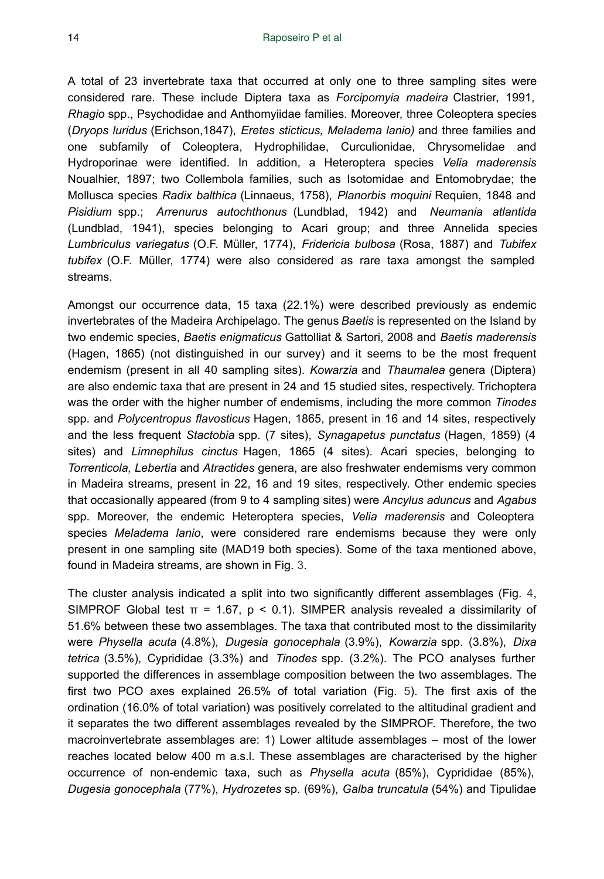A total of 23 invertebrate taxa that occurred at only one to three sampling sites were considered rare. These include Diptera taxa as *Forcipomyia madeira* Clastrier, 1991, *Rhagio* spp., Psychodidae and Anthomyiidae families. Moreover, three Coleoptera species (*Dryops luridus* (Erichson,1847), *Eretes sticticus, Meladema lanio)* and three families and one subfamily of Coleoptera, Hydrophilidae, Curculionidae, Chrysomelidae and Hydroporinae were identified. In addition, a Heteroptera species *Velia maderensis* Noualhier, 1897; two Collembola families, such as Isotomidae and Entomobrydae; the Mollusca species *Radix balthica* (Linnaeus, 1758), *Planorbis moquini* Requien, 1848 and *Pisidium* spp.; *Arrenurus autochthonus* (Lundblad, 1942) and *Neumania atlantida* (Lundblad, 1941), species belonging to Acari group; and three Annelida species *Lumbriculus variegatus* (O.F. Müller, 1774), *Fridericia bulbosa* (Rosa, 1887) and *Tubifex tubifex* (O.F. Müller, 1774) were also considered as rare taxa amongst the sampled streams.

Amongst our occurrence data, 15 taxa (22.1%) were described previously as endemic invertebrates of the Madeira Archipelago. The genus *Baetis* is represented on the Island by two endemic species, *Baetis enigmaticus* Gattolliat & Sartori, 2008 and *Baetis maderensis* (Hagen, 1865) (not distinguished in our survey) and it seems to be the most frequent endemism (present in all 40 sampling sites). *Kowarzia* and *Thaumalea* genera (Diptera) are also endemic taxa that are present in 24 and 15 studied sites, respectively. Trichoptera was the order with the higher number of endemisms, including the more common *Tinodes* spp. and *Polycentropus flavosticus* Hagen, 1865, present in 16 and 14 sites, respectively and the less frequent *Stactobia* spp. (7 sites), *Synagapetus punctatus* (Hagen, 1859) (4 sites) and *Limnephilus cinctus* Hagen, 1865 (4 sites). Acari species, belonging to *Torrenticola, Lebertia* and *Atractides* genera, are also freshwater endemisms very common in Madeira streams, present in 22, 16 and 19 sites, respectively. Other endemic species that occasionally appeared (from 9 to 4 sampling sites) were *Ancylus aduncus* and *Agabus* spp. Moreover, the endemic Heteroptera species, *Velia maderensis* and Coleoptera species *Meladema lanio*, were considered rare endemisms because they were only present in one sampling site (MAD19 both species). Some of the taxa mentioned above, found in Madeira streams, are shown in Fig. 3.

The cluster analysis indicated a split into two significantly different assemblages (Fig. 4, SIMPROF Global test $\pi = 1.67$, $p < 0.1$). SIMPER analysis revealed a dissimilarity of 51.6% between these two assemblages. The taxa that contributed most to the dissimilarity were *Physella acuta* (4.8%), *Dugesia gonocephala* (3.9%), *Kowarzia* spp. (3.8%), *Dixa tetrica* (3.5%), Cyprididae (3.3%) and *Tinodes* spp. (3.2%). The PCO analyses further supported the differences in assemblage composition between the two assemblages. The first two PCO axes explained 26.5% of total variation (Fig. 5). The first axis of the ordination (16.0% of total variation) was positively correlated to the altitudinal gradient and it separates the two different assemblages revealed by the SIMPROF. Therefore, the two macroinvertebrate assemblages are: 1) Lower altitude assemblages – most of the lower reaches located below 400 m a.s.l. These assemblages are characterised by the higher occurrence of non-endemic taxa, such as *Physella acuta* (85%), Cyprididae (85%), *Dugesia gonocephala* (77%), *Hydrozetes* sp. (69%), *Galba truncatula* (54%) and Tipulidae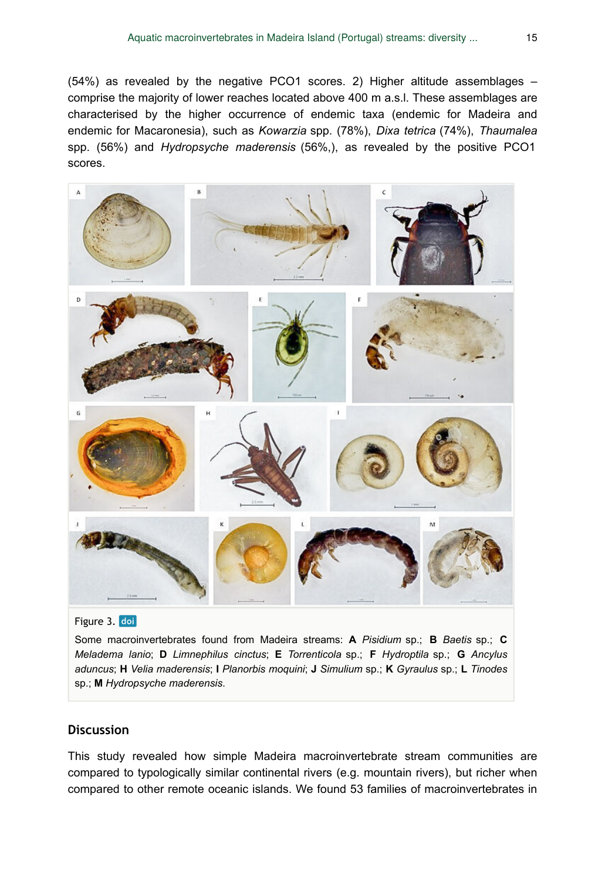(54%) as revealed by the negative PCO1 scores. 2) Higher altitude assemblages – comprise the majority of lower reaches located above 400 m a.s.l. These assemblages are characterised by the higher occurrence of endemic taxa (endemic for Madeira and endemic for Macaronesia), such as *Kowarzia* spp. (78%), *Dixa tetrica* (74%), *Thaumalea* spp. (56%) and *Hydropsyche maderensis* (56%,), as revealed by the positive PCO1 scores.

Figure 3. doi

Some macroinvertebrates found from Madeira streams: **A** *Pisidium* sp.; **B** *Baetis* sp.; **C** *Meladema lanio*; **D** *Limnephilus cinctus*; **E** *Torrenticola* sp.; **F** *Hydroptila* sp.; **G** *Ancylus aduncus*; **H** *Velia maderensis*; **I** *Planorbis moquini*; **J** *Simulium* sp.; **K** *Gyraulus* sp.; **L** *Tinodes* sp.; **M** *Hydropsyche maderensis*.

## Discussion

This study revealed how simple Madeira macroinvertebrate stream communities are compared to typologically similar continental rivers (e.g. mountain rivers), but richer when compared to other remote oceanic islands. We found 53 families of macroinvertebrates in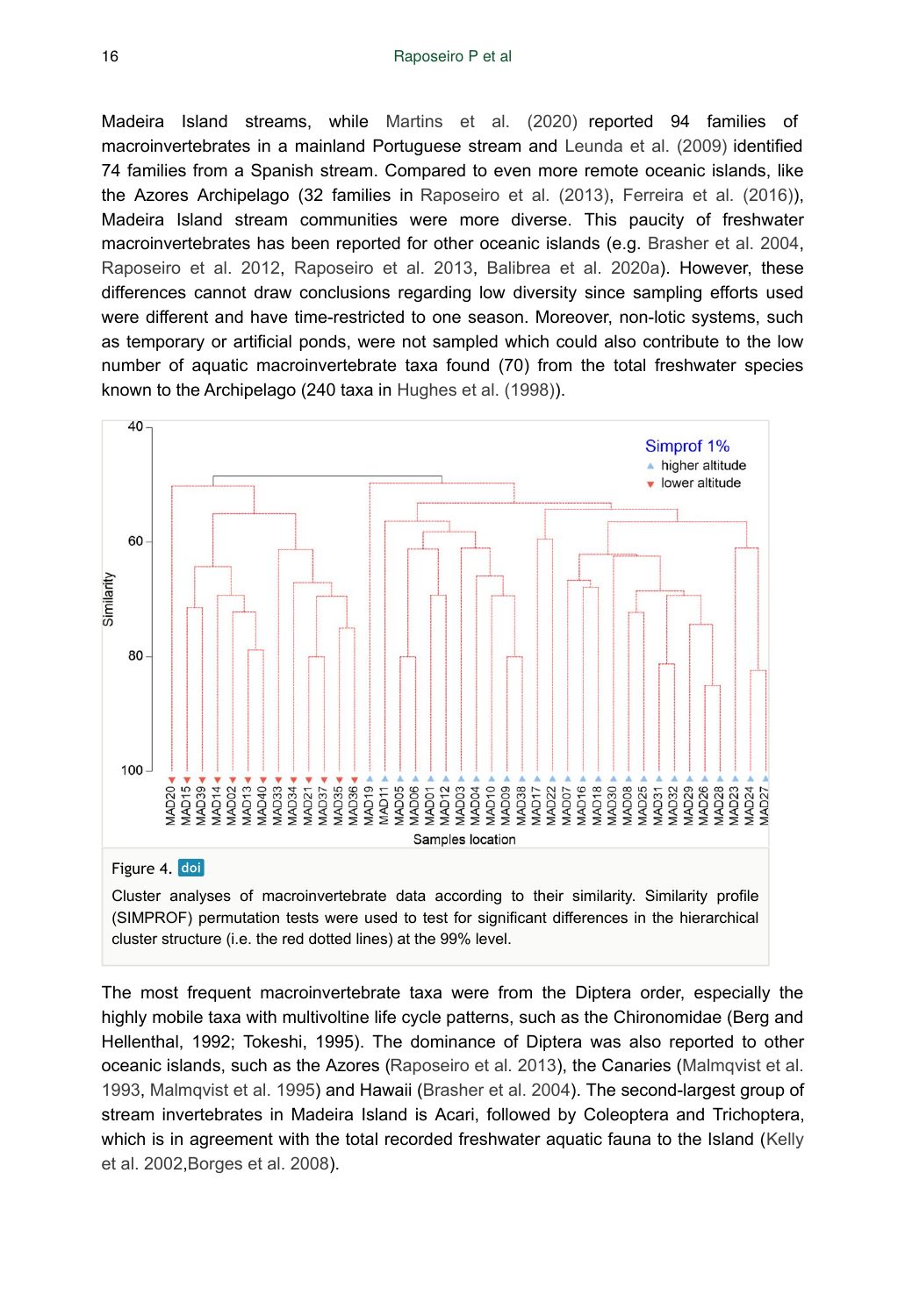Madeira Island streams, while Martins et al. (2020) reported 94 families of macroinvertebrates in a mainland Portuguese stream and Leunda et al. (2009) identified 74 families from a Spanish stream. Compared to even more remote oceanic islands, like the Azores Archipelago (32 families in Raposeiro et al. (2013), Ferreira et al. (2016)), Madeira Island stream communities were more diverse. This paucity of freshwater macroinvertebrates has been reported for other oceanic islands (e.g. Brasher et al. 2004, Raposeiro et al. 2012, Raposeiro et al. 2013, Balibrea et al. 2020a). However, these differences cannot draw conclusions regarding low diversity since sampling efforts used were different and have time-restricted to one season. Moreover, non-lotic systems, such as temporary or artificial ponds, were not sampled which could also contribute to the low number of aquatic macroinvertebrate taxa found (70) from the total freshwater species known to the Archipelago (240 taxa in Hughes et al. (1998)).

Simprof 1%
higher altitude
lower altitude

Similarity
40
60
80
100

MAD20 MAD15 MAD39 MAD14 MAD02 MAD13 MAD40 MAD33 MAD34 MAD21 MAD37 MAD35 MAD36 MAD19 MAD11 MAD05 MAD06 MAD01 MAD12 MAD03 MAD04 MAD10 MAD09 MAD38 MAD17 MAD22 MAD07 MAD16 MAD18 MAD30 MAD08 MAD25 MAD31 MAD32 MAD29 MAD26 MAD28 MAD23 MAD24 MAD27

Samples location

Figure 4. doi

Cluster analyses of macroinvertebrate data according to their similarity. Similarity profile (SIMPROF) permutation tests were used to test for significant differences in the hierarchical cluster structure (i.e. the red dotted lines) at the 99% level.

The most frequent macroinvertebrate taxa were from the Diptera order, especially the highly mobile taxa with multivoltine life cycle patterns, such as the Chironomidae (Berg and Hellenthal, 1992; Tokeshi, 1995). The dominance of Diptera was also reported to other oceanic islands, such as the Azores (Raposeiro et al. 2013), the Canaries (Malmqvist et al. 1993, Malmqvist et al. 1995) and Hawaii (Brasher et al. 2004). The second-largest group of stream invertebrates in Madeira Island is Acari, followed by Coleoptera and Trichoptera, which is in agreement with the total recorded freshwater aquatic fauna to the Island (Kelly et al. 2002,Borges et al. 2008).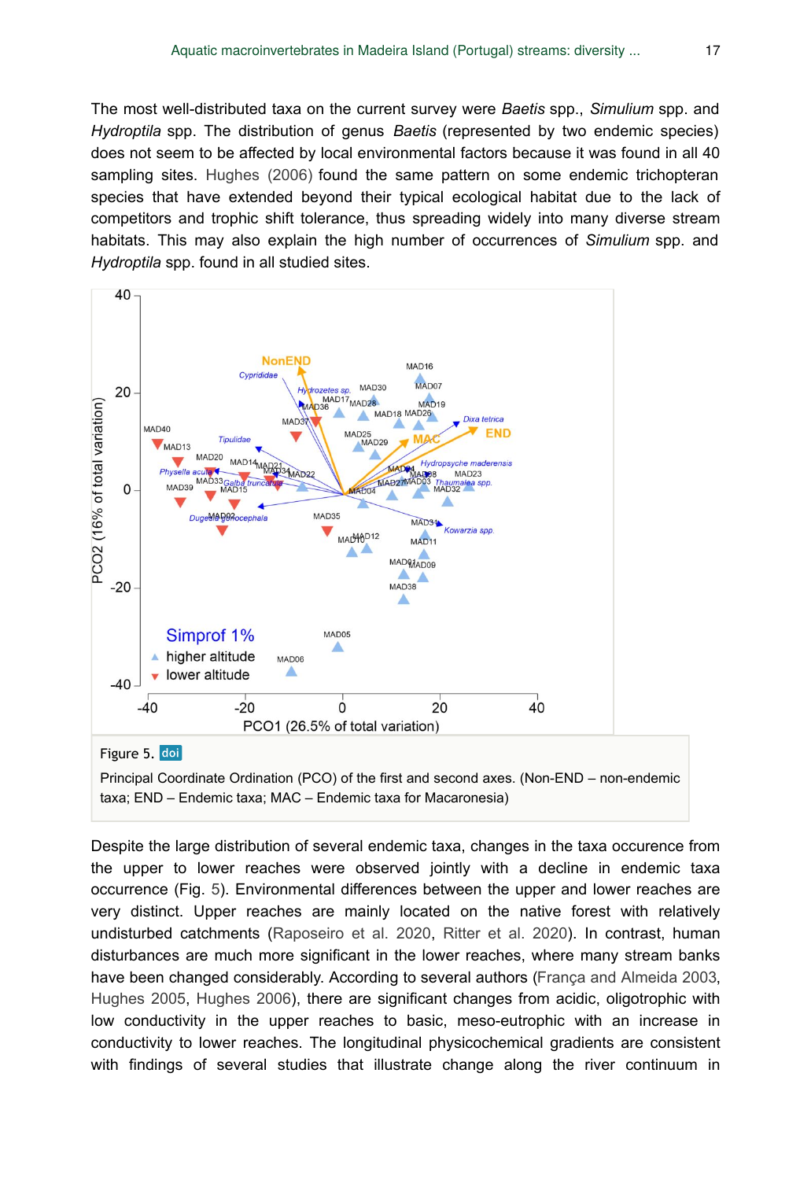The most well-distributed taxa on the current survey were *Baetis* spp., *Simulium* spp. and *Hydroptila* spp. The distribution of genus *Baetis* (represented by two endemic species) does not seem to be affected by local environmental factors because it was found in all 40 sampling sites. Hughes (2006) found the same pattern on some endemic trichopteran species that have extended beyond their typical ecological habitat due to the lack of competitors and trophic shift tolerance, thus spreading widely into many diverse stream habitats. This may also explain the high number of occurrences of *Simulium* spp. and *Hydroptila* spp. found in all studied sites.

PCO2 (16% of total variation)

PCO1 (26.5% of total variation)

40
20
0
-20
-40

-40
-20
0
20
40

NonEND
END
MAC

Cypridiidae
Hydrozetes sp.
Tipulidae
Physella acuta
Galba truncatula
Dugesia gonocephala
Dixa tetrica
Hydropsyche maderensis
Thaumalea spp.
Kowarzia spp.

MAD01
MAD02
MAD03
MAD04
MAD05
MAD06
MAD07
MAD08
MAD09
MAD10
MAD11
MAD12
MAD13
MAD14
MAD15
MAD16
MAD17
MAD18
MAD19
MAD20
MAD21
MAD22
MAD23
MAD24
MAD25
MAD26
MAD27
MAD28
MAD29
MAD30
MAD31
MAD32
MAD33
MAD34
MAD35
MAD36
MAD37
MAD38
MAD39
MAD40

Simprof 1%
higher altitude
lower altitude

Figure 5. doi

Principal Coordinate Ordination (PCO) of the first and second axes. (Non-END – non-endemic taxa; END – Endemic taxa; MAC – Endemic taxa for Macaronesia)

Despite the large distribution of several endemic taxa, changes in the taxa occurence from the upper to lower reaches were observed jointly with a decline in endemic taxa occurrence (Fig. 5). Environmental differences between the upper and lower reaches are very distinct. Upper reaches are mainly located on the native forest with relatively undisturbed catchments (Raposeiro et al. 2020, Ritter et al. 2020). In contrast, human disturbances are much more significant in the lower reaches, where many stream banks have been changed considerably. According to several authors (França and Almeida 2003, Hughes 2005, Hughes 2006), there are significant changes from acidic, oligotrophic with low conductivity in the upper reaches to basic, meso-eutrophic with an increase in conductivity to lower reaches. The longitudinal physicochemical gradients are consistent with findings of several studies that illustrate change along the river continuum in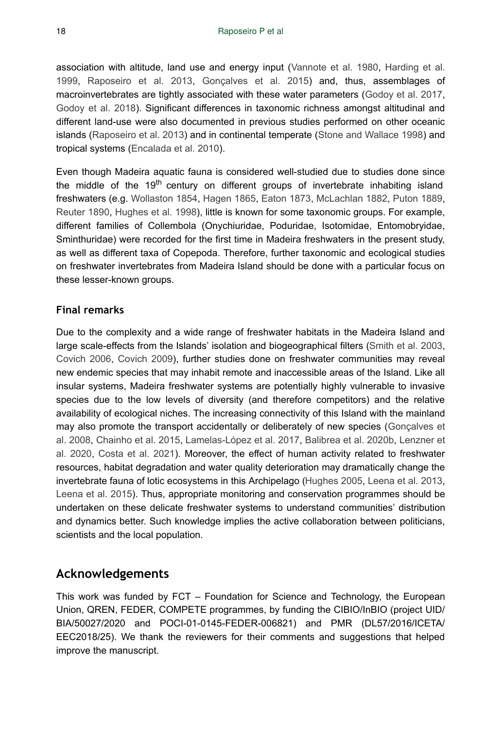association with altitude, land use and energy input (Vannote et al. 1980, Harding et al. 1999, Raposeiro et al. 2013, Gonçalves et al. 2015) and, thus, assemblages of macroinvertebrates are tightly associated with these water parameters (Godoy et al. 2017, Godoy et al. 2018). Significant differences in taxonomic richness amongst altitudinal and different land-use were also documented in previous studies performed on other oceanic islands (Raposeiro et al. 2013) and in continental temperate (Stone and Wallace 1998) and tropical systems (Encalada et al. 2010).

Even though Madeira aquatic fauna is considered well-studied due to studies done since the middle of the 19$^{th}$ century on different groups of invertebrate inhabiting island freshwaters (e.g. Wollaston 1854, Hagen 1865, Eaton 1873, McLachlan 1882, Puton 1889, Reuter 1890, Hughes et al. 1998), little is known for some taxonomic groups. For example, different families of Collembola (Onychiuridae, Poduridae, Isotomidae, Entomobryidae, Sminthuridae) were recorded for the first time in Madeira freshwaters in the present study, as well as different taxa of Copepoda. Therefore, further taxonomic and ecological studies on freshwater invertebrates from Madeira Island should be done with a particular focus on these lesser-known groups.

### Final remarks

Due to the complexity and a wide range of freshwater habitats in the Madeira Island and large scale-effects from the Islands' isolation and biogeographical filters (Smith et al. 2003, Covich 2006, Covich 2009), further studies done on freshwater communities may reveal new endemic species that may inhabit remote and inaccessible areas of the Island. Like all insular systems, Madeira freshwater systems are potentially highly vulnerable to invasive species due to the low levels of diversity (and therefore competitors) and the relative availability of ecological niches. The increasing connectivity of this Island with the mainland may also promote the transport accidentally or deliberately of new species (Gonçalves et al. 2008, Chainho et al. 2015, Lamelas-López et al. 2017, Balibrea et al. 2020b, Lenzner et al. 2020, Costa et al. 2021). Moreover, the effect of human activity related to freshwater resources, habitat degradation and water quality deterioration may dramatically change the invertebrate fauna of lotic ecosystems in this Archipelago (Hughes 2005, Leena et al. 2013, Leena et al. 2015). Thus, appropriate monitoring and conservation programmes should be undertaken on these delicate freshwater systems to understand communities' distribution and dynamics better. Such knowledge implies the active collaboration between politicians, scientists and the local population.

## Acknowledgements

This work was funded by FCT – Foundation for Science and Technology, the European Union, QREN, FEDER, COMPETE programmes, by funding the CIBIO/InBIO (project UID/BIA/50027/2020 and POCI-01-0145-FEDER-006821) and PMR (DL57/2016/ICETA/EEC2018/25). We thank the reviewers for their comments and suggestions that helped improve the manuscript.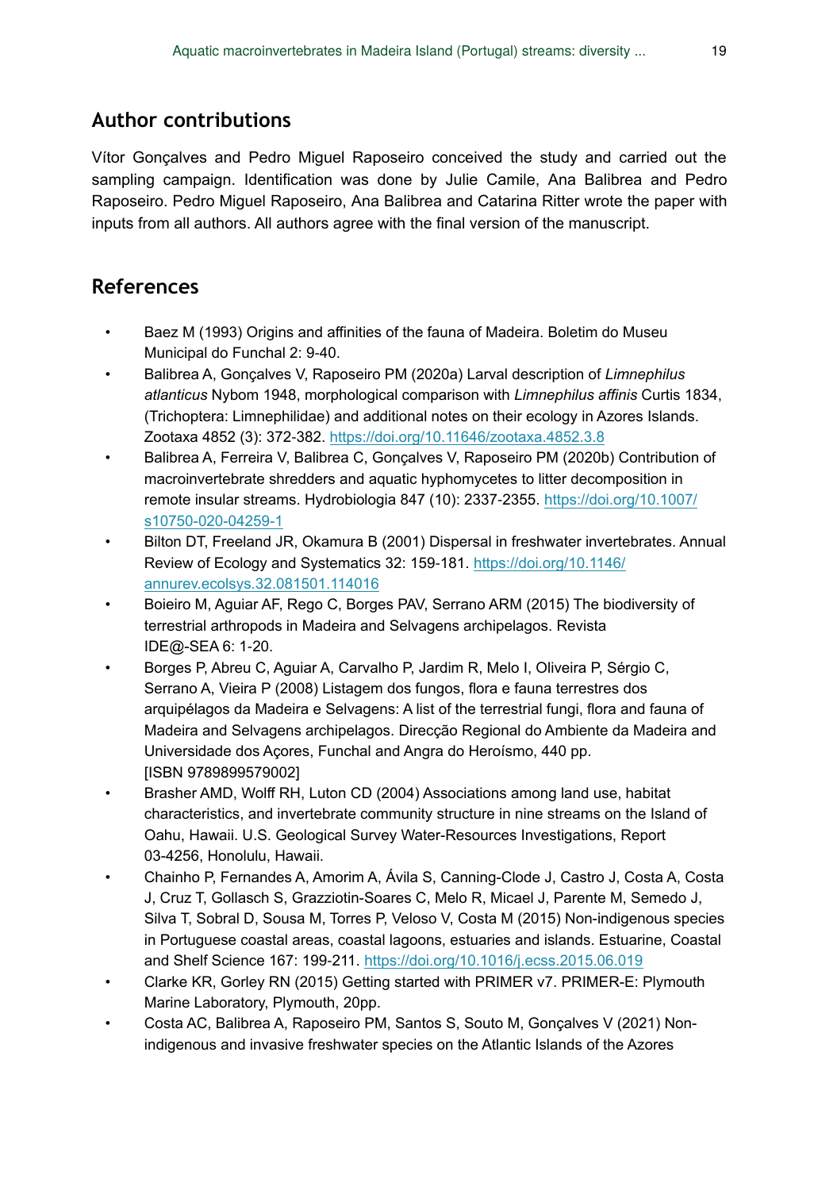## Author contributions

Vítor Gonçalves and Pedro Miguel Raposeiro conceived the study and carried out the sampling campaign. Identification was done by Julie Camile, Ana Balibrea and Pedro Raposeiro. Pedro Miguel Raposeiro, Ana Balibrea and Catarina Ritter wrote the paper with inputs from all authors. All authors agree with the final version of the manuscript.

## References

- Baez M (1993) Origins and affinities of the fauna of Madeira. Boletim do Museu Municipal do Funchal 2: 9-40.
- Balibrea A, Gonçalves V, Raposeiro PM (2020a) Larval description of *Limnephilus atlanticus* Nybom 1948, morphological comparison with *Limnephilus affinis* Curtis 1834, (Trichoptera: Limnephilidae) and additional notes on their ecology in Azores Islands. Zootaxa 4852 (3): 372-382. https://doi.org/10.11646/zootaxa.4852.3.8
- Balibrea A, Ferreira V, Balibrea C, Gonçalves V, Raposeiro PM (2020b) Contribution of macroinvertebrate shredders and aquatic hyphomycetes to litter decomposition in remote insular streams. Hydrobiologia 847 (10): 2337-2355. https://doi.org/10.1007/s10750-020-04259-1
- Bilton DT, Freeland JR, Okamura B (2001) Dispersal in freshwater invertebrates. Annual Review of Ecology and Systematics 32: 159-181. https://doi.org/10.1146/annurev.ecolsys.32.081501.114016
- Boieiro M, Aguiar AF, Rego C, Borges PAV, Serrano ARM (2015) The biodiversity of terrestrial arthropods in Madeira and Selvagens archipelagos. Revista IDE@-SEA 6: 1-20.
- Borges P, Abreu C, Aguiar A, Carvalho P, Jardim R, Melo I, Oliveira P, Sérgio C, Serrano A, Vieira P (2008) Listagem dos fungos, flora e fauna terrestres dos arquipélagos da Madeira e Selvagens: A list of the terrestrial fungi, flora and fauna of Madeira and Selvagens archipelagos. Direcção Regional do Ambiente da Madeira and Universidade dos Açores, Funchal and Angra do Heroísmo, 440 pp. [ISBN 9789899579002]
- Brasher AMD, Wolff RH, Luton CD (2004) Associations among land use, habitat characteristics, and invertebrate community structure in nine streams on the Island of Oahu, Hawaii. U.S. Geological Survey Water-Resources Investigations, Report 03-4256, Honolulu, Hawaii.
- Chainho P, Fernandes A, Amorim A, Ávila S, Canning-Clode J, Castro J, Costa A, Costa J, Cruz T, Gollasch S, Grazziotin-Soares C, Melo R, Micael J, Parente M, Semedo J, Silva T, Sobral D, Sousa M, Torres P, Veloso V, Costa M (2015) Non-indigenous species in Portuguese coastal areas, coastal lagoons, estuaries and islands. Estuarine, Coastal and Shelf Science 167: 199-211. https://doi.org/10.1016/j.ecss.2015.06.019
- Clarke KR, Gorley RN (2015) Getting started with PRIMER v7. PRIMER-E: Plymouth Marine Laboratory, Plymouth, 20pp.
- Costa AC, Balibrea A, Raposeiro PM, Santos S, Souto M, Gonçalves V (2021) Non-indigenous and invasive freshwater species on the Atlantic Islands of the Azores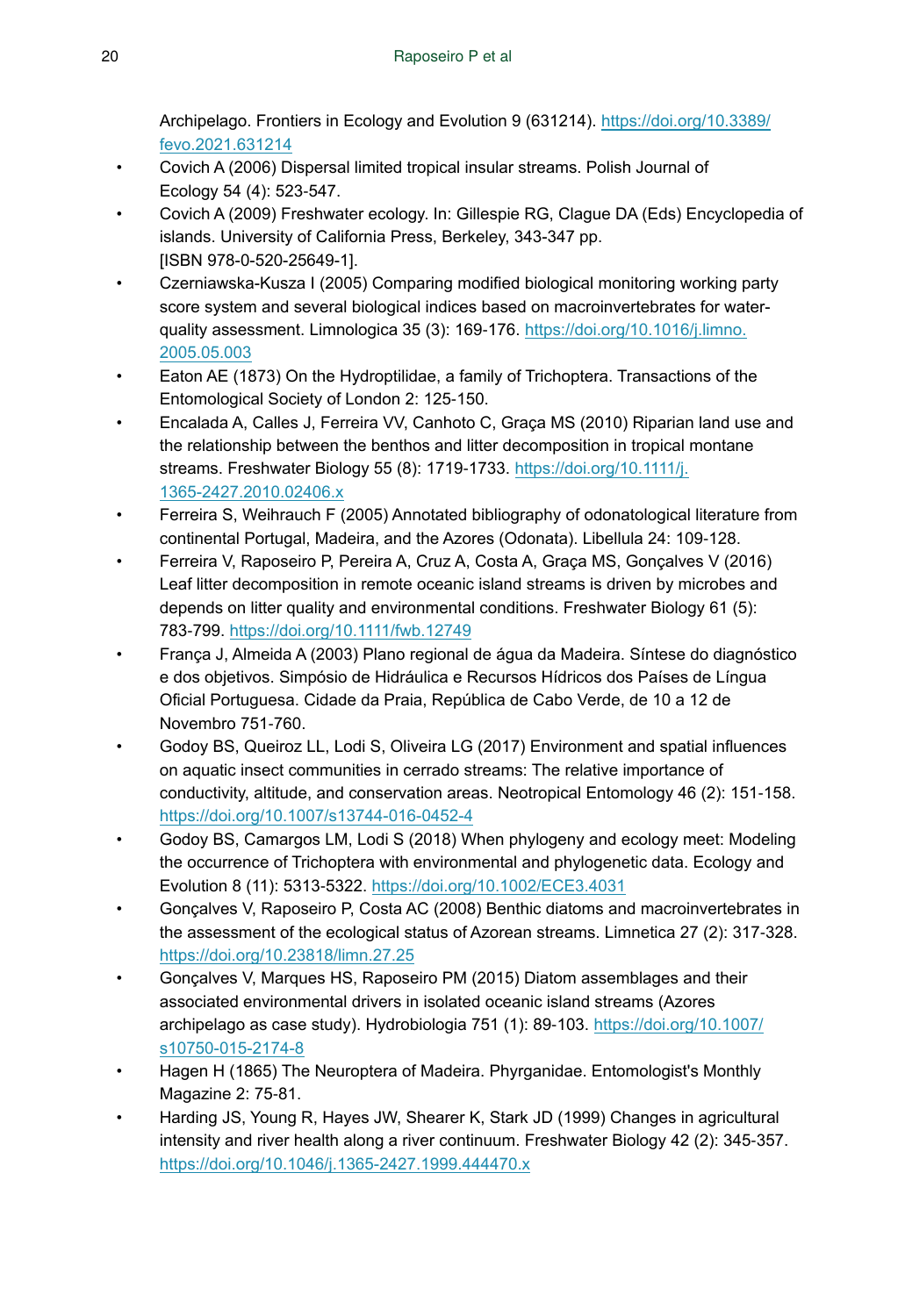Archipelago. Frontiers in Ecology and Evolution 9 (631214). https://doi.org/10.3389/fevo.2021.631214

- Covich A (2006) Dispersal limited tropical insular streams. Polish Journal of Ecology 54 (4): 523-547.
- Covich A (2009) Freshwater ecology. In: Gillespie RG, Clague DA (Eds) Encyclopedia of islands. University of California Press, Berkeley, 343-347 pp. [ISBN 978-0-520-25649-1].
- Czerniawska-Kusza I (2005) Comparing modified biological monitoring working party score system and several biological indices based on macroinvertebrates for water-quality assessment. Limnologica 35 (3): 169-176. https://doi.org/10.1016/j.limno.2005.05.003
- Eaton AE (1873) On the Hydroptilidae, a family of Trichoptera. Transactions of the Entomological Society of London 2: 125-150.
- Encalada A, Calles J, Ferreira VV, Canhoto C, Graça MS (2010) Riparian land use and the relationship between the benthos and litter decomposition in tropical montane streams. Freshwater Biology 55 (8): 1719-1733. https://doi.org/10.1111/j.1365-2427.2010.02406.x
- Ferreira S, Weihrauch F (2005) Annotated bibliography of odonatological literature from continental Portugal, Madeira, and the Azores (Odonata). Libellula 24: 109-128.
- Ferreira V, Raposeiro P, Pereira A, Cruz A, Costa A, Graça MS, Gonçalves V (2016) Leaf litter decomposition in remote oceanic island streams is driven by microbes and depends on litter quality and environmental conditions. Freshwater Biology 61 (5): 783-799. https://doi.org/10.1111/fwb.12749
- França J, Almeida A (2003) Plano regional de água da Madeira. Síntese do diagnóstico e dos objetivos. Simpósio de Hidráulica e Recursos Hídricos dos Países de Língua Oficial Portuguesa. Cidade da Praia, República de Cabo Verde, de 10 a 12 de Novembro 751-760.
- Godoy BS, Queiroz LL, Lodi S, Oliveira LG (2017) Environment and spatial influences on aquatic insect communities in cerrado streams: The relative importance of conductivity, altitude, and conservation areas. Neotropical Entomology 46 (2): 151-158. https://doi.org/10.1007/s13744-016-0452-4
- Godoy BS, Camargos LM, Lodi S (2018) When phylogeny and ecology meet: Modeling the occurrence of Trichoptera with environmental and phylogenetic data. Ecology and Evolution 8 (11): 5313-5322. https://doi.org/10.1002/ECE3.4031
- Gonçalves V, Raposeiro P, Costa AC (2008) Benthic diatoms and macroinvertebrates in the assessment of the ecological status of Azorean streams. Limnetica 27 (2): 317-328. https://doi.org/10.23818/limn.27.25
- Gonçalves V, Marques HS, Raposeiro PM (2015) Diatom assemblages and their associated environmental drivers in isolated oceanic island streams (Azores archipelago as case study). Hydrobiologia 751 (1): 89-103. https://doi.org/10.1007/s10750-015-2174-8
- Hagen H (1865) The Neuroptera of Madeira. Phyrganidae. Entomologist's Monthly Magazine 2: 75-81.
- Harding JS, Young R, Hayes JW, Shearer K, Stark JD (1999) Changes in agricultural intensity and river health along a river continuum. Freshwater Biology 42 (2): 345-357. https://doi.org/10.1046/j.1365-2427.1999.444470.x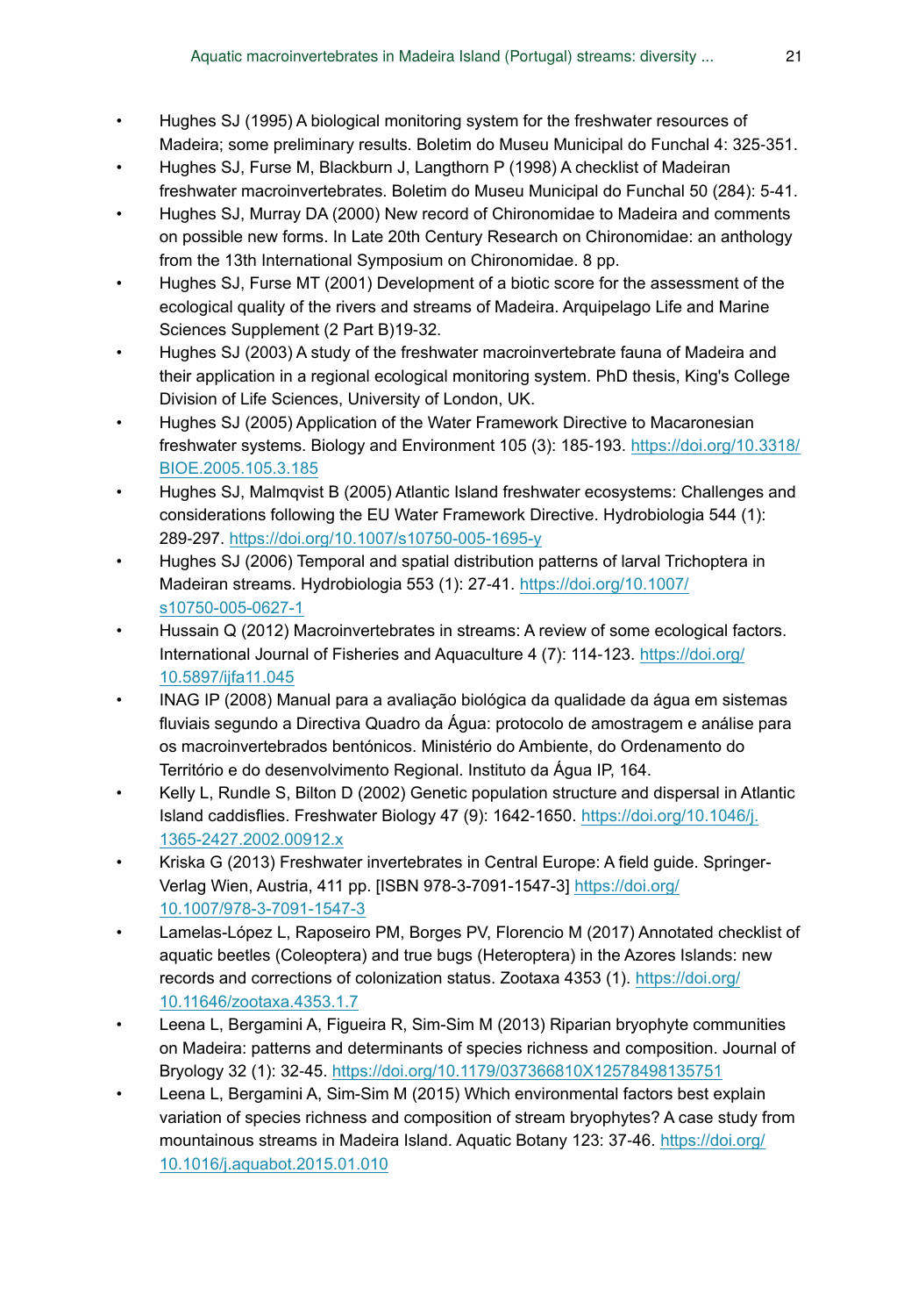- Hughes SJ (1995) A biological monitoring system for the freshwater resources of Madeira; some preliminary results. Boletim do Museu Municipal do Funchal 4: 325-351.
- Hughes SJ, Furse M, Blackburn J, Langthorn P (1998) A checklist of Madeiran freshwater macroinvertebrates. Boletim do Museu Municipal do Funchal 50 (284): 5-41.
- Hughes SJ, Murray DA (2000) New record of Chironomidae to Madeira and comments on possible new forms. In Late 20th Century Research on Chironomidae: an anthology from the 13th International Symposium on Chironomidae. 8 pp.
- Hughes SJ, Furse MT (2001) Development of a biotic score for the assessment of the ecological quality of the rivers and streams of Madeira. Arquipelago Life and Marine Sciences Supplement (2 Part B)19-32.
- Hughes SJ (2003) A study of the freshwater macroinvertebrate fauna of Madeira and their application in a regional ecological monitoring system. PhD thesis, King's College Division of Life Sciences, University of London, UK.
- Hughes SJ (2005) Application of the Water Framework Directive to Macaronesian freshwater systems. Biology and Environment 105 (3): 185-193. https://doi.org/10.3318/BIOE.2005.105.3.185
- Hughes SJ, Malmqvist B (2005) Atlantic Island freshwater ecosystems: Challenges and considerations following the EU Water Framework Directive. Hydrobiologia 544 (1): 289-297. https://doi.org/10.1007/s10750-005-1695-y
- Hughes SJ (2006) Temporal and spatial distribution patterns of larval Trichoptera in Madeiran streams. Hydrobiologia 553 (1): 27-41. https://doi.org/10.1007/s10750-005-0627-1
- Hussain Q (2012) Macroinvertebrates in streams: A review of some ecological factors. International Journal of Fisheries and Aquaculture 4 (7): 114-123. https://doi.org/10.5897/ijfa11.045
- INAG IP (2008) Manual para a avaliação biológica da qualidade da água em sistemas fluviais segundo a Directiva Quadro da Água: protocolo de amostragem e análise para os macroinvertebrados bentónicos. Ministério do Ambiente, do Ordenamento do Território e do desenvolvimento Regional. Instituto da Água IP, 164.
- Kelly L, Rundle S, Bilton D (2002) Genetic population structure and dispersal in Atlantic Island caddisflies. Freshwater Biology 47 (9): 1642-1650. https://doi.org/10.1046/j.1365-2427.2002.00912.x
- Kriska G (2013) Freshwater invertebrates in Central Europe: A field guide. Springer-Verlag Wien, Austria, 411 pp. [ISBN 978-3-7091-1547-3] https://doi.org/10.1007/978-3-7091-1547-3
- Lamelas-López L, Raposeiro PM, Borges PV, Florencio M (2017) Annotated checklist of aquatic beetles (Coleoptera) and true bugs (Heteroptera) in the Azores Islands: new records and corrections of colonization status. Zootaxa 4353 (1). https://doi.org/10.11646/zootaxa.4353.1.7
- Leena L, Bergamini A, Figueira R, Sim-Sim M (2013) Riparian bryophyte communities on Madeira: patterns and determinants of species richness and composition. Journal of Bryology 32 (1): 32-45. https://doi.org/10.1179/037366810X12578498135751
- Leena L, Bergamini A, Sim-Sim M (2015) Which environmental factors best explain variation of species richness and composition of stream bryophytes? A case study from mountainous streams in Madeira Island. Aquatic Botany 123: 37-46. https://doi.org/10.1016/j.aquabot.2015.01.010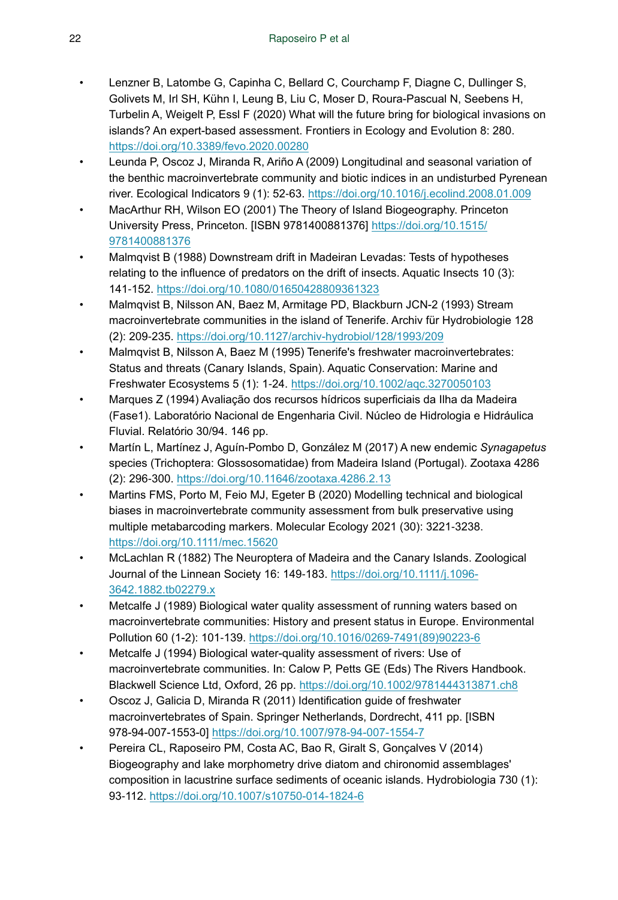- Lenzner B, Latombe G, Capinha C, Bellard C, Courchamp F, Diagne C, Dullinger S, Golivets M, Irl SH, Kühn I, Leung B, Liu C, Moser D, Roura-Pascual N, Seebens H, Turbelin A, Weigelt P, Essl F (2020) What will the future bring for biological invasions on islands? An expert-based assessment. Frontiers in Ecology and Evolution 8: 280. https://doi.org/10.3389/fevo.2020.00280
- Leunda P, Oscoz J, Miranda R, Ariño A (2009) Longitudinal and seasonal variation of the benthic macroinvertebrate community and biotic indices in an undisturbed Pyrenean river. Ecological Indicators 9 (1): 52-63. https://doi.org/10.1016/j.ecolind.2008.01.009
- MacArthur RH, Wilson EO (2001) The Theory of Island Biogeography. Princeton University Press, Princeton. [ISBN 9781400881376] https://doi.org/10.1515/9781400881376
- Malmqvist B (1988) Downstream drift in Madeiran Levadas: Tests of hypotheses relating to the influence of predators on the drift of insects. Aquatic Insects 10 (3): 141-152. https://doi.org/10.1080/01650428809361323
- Malmqvist B, Nilsson AN, Baez M, Armitage PD, Blackburn JCN-2 (1993) Stream macroinvertebrate communities in the island of Tenerife. Archiv für Hydrobiologie 128 (2): 209-235. https://doi.org/10.1127/archiv-hydrobiol/128/1993/209
- Malmqvist B, Nilsson A, Baez M (1995) Tenerife's freshwater macroinvertebrates: Status and threats (Canary Islands, Spain). Aquatic Conservation: Marine and Freshwater Ecosystems 5 (1): 1-24. https://doi.org/10.1002/aqc.3270050103
- Marques Z (1994) Avaliação dos recursos hídricos superficiais da Ilha da Madeira (Fase1). Laboratório Nacional de Engenharia Civil. Núcleo de Hidrologia e Hidráulica Fluvial. Relatório 30/94. 146 pp.
- Martín L, Martínez J, Aguín-Pombo D, González M (2017) A new endemic *Synagapetus* species (Trichoptera: Glossosomatidae) from Madeira Island (Portugal). Zootaxa 4286 (2): 296-300. https://doi.org/10.11646/zootaxa.4286.2.13
- Martins FMS, Porto M, Feio MJ, Egeter B (2020) Modelling technical and biological biases in macroinvertebrate community assessment from bulk preservative using multiple metabarcoding markers. Molecular Ecology 2021 (30): 3221-3238. https://doi.org/10.1111/mec.15620
- McLachlan R (1882) The Neuroptera of Madeira and the Canary Islands. Zoological Journal of the Linnean Society 16: 149-183. https://doi.org/10.1111/j.1096-3642.1882.tb02279.x
- Metcalfe J (1989) Biological water quality assessment of running waters based on macroinvertebrate communities: History and present status in Europe. Environmental Pollution 60 (1-2): 101-139. https://doi.org/10.1016/0269-7491(89)90223-6
- Metcalfe J (1994) Biological water-quality assessment of rivers: Use of macroinvertebrate communities. In: Calow P, Petts GE (Eds) The Rivers Handbook. Blackwell Science Ltd, Oxford, 26 pp. https://doi.org/10.1002/9781444313871.ch8
- Oscoz J, Galicia D, Miranda R (2011) Identification guide of freshwater macroinvertebrates of Spain. Springer Netherlands, Dordrecht, 411 pp. [ISBN 978-94-007-1553-0] https://doi.org/10.1007/978-94-007-1554-7
- Pereira CL, Raposeiro PM, Costa AC, Bao R, Giralt S, Gonçalves V (2014) Biogeography and lake morphometry drive diatom and chironomid assemblages' composition in lacustrine surface sediments of oceanic islands. Hydrobiologia 730 (1): 93-112. https://doi.org/10.1007/s10750-014-1824-6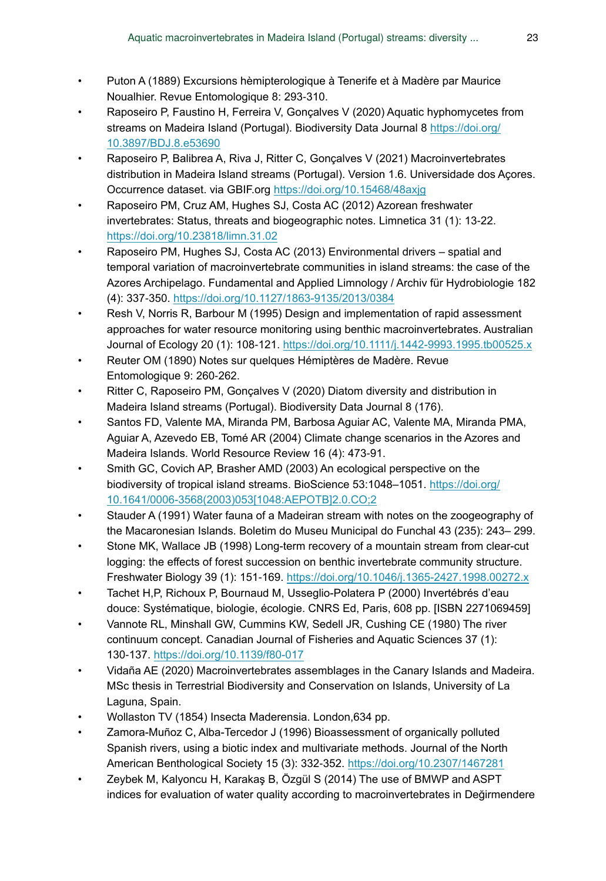- Puton A (1889) Excursions hèmipterologique à Tenerife et à Madère par Maurice Noualhier. Revue Entomologique 8: 293-310.
- Raposeiro P, Faustino H, Ferreira V, Gonçalves V (2020) Aquatic hyphomycetes from streams on Madeira Island (Portugal). Biodiversity Data Journal 8 https://doi.org/10.3897/BDJ.8.e53690
- Raposeiro P, Balibrea A, Riva J, Ritter C, Gonçalves V (2021) Macroinvertebrates distribution in Madeira Island streams (Portugal). Version 1.6. Universidade dos Açores. Occurrence dataset. via GBIF.org https://doi.org/10.15468/48axjg
- Raposeiro PM, Cruz AM, Hughes SJ, Costa AC (2012) Azorean freshwater invertebrates: Status, threats and biogeographic notes. Limnetica 31 (1): 13-22. https://doi.org/10.23818/limn.31.02
- Raposeiro PM, Hughes SJ, Costa AC (2013) Environmental drivers – spatial and temporal variation of macroinvertebrate communities in island streams: the case of the Azores Archipelago. Fundamental and Applied Limnology / Archiv für Hydrobiologie 182 (4): 337-350. https://doi.org/10.1127/1863-9135/2013/0384
- Resh V, Norris R, Barbour M (1995) Design and implementation of rapid assessment approaches for water resource monitoring using benthic macroinvertebrates. Australian Journal of Ecology 20 (1): 108-121. https://doi.org/10.1111/j.1442-9993.1995.tb00525.x
- Reuter OM (1890) Notes sur quelques Hémiptères de Madère. Revue Entomologique 9: 260-262.
- Ritter C, Raposeiro PM, Gonçalves V (2020) Diatom diversity and distribution in Madeira Island streams (Portugal). Biodiversity Data Journal 8 (176).
- Santos FD, Valente MA, Miranda PM, Barbosa Aguiar AC, Valente MA, Miranda PMA, Aguiar A, Azevedo EB, Tomé AR (2004) Climate change scenarios in the Azores and Madeira Islands. World Resource Review 16 (4): 473-91.
- Smith GC, Covich AP, Brasher AMD (2003) An ecological perspective on the biodiversity of tropical island streams. BioScience 53:1048–1051. https://doi.org/10.1641/0006-3568(2003)053[1048:AEPOTB]2.0.CO;2
- Stauder A (1991) Water fauna of a Madeiran stream with notes on the zoogeography of the Macaronesian Islands. Boletim do Museu Municipal do Funchal 43 (235): 243– 299.
- Stone MK, Wallace JB (1998) Long-term recovery of a mountain stream from clear-cut logging: the effects of forest succession on benthic invertebrate community structure. Freshwater Biology 39 (1): 151-169. https://doi.org/10.1046/j.1365-2427.1998.00272.x
- Tachet H,P, Richoux P, Bournaud M, Usseglio-Polatera P (2000) Invertébrés d'eau douce: Systématique, biologie, écologie. CNRS Ed, Paris, 608 pp. [ISBN 2271069459]
- Vannote RL, Minshall GW, Cummins KW, Sedell JR, Cushing CE (1980) The river continuum concept. Canadian Journal of Fisheries and Aquatic Sciences 37 (1): 130-137. https://doi.org/10.1139/f80-017
- Vidaña AE (2020) Macroinvertebrates assemblages in the Canary Islands and Madeira. MSc thesis in Terrestrial Biodiversity and Conservation on Islands, University of La Laguna, Spain.
- Wollaston TV (1854) Insecta Maderensia. London,634 pp.
- Zamora-Muñoz C, Alba-Tercedor J (1996) Bioassessment of organically polluted Spanish rivers, using a biotic index and multivariate methods. Journal of the North American Benthological Society 15 (3): 332-352. https://doi.org/10.2307/1467281
- Zeybek M, Kalyoncu H, Karakaş B, Özgül S (2014) The use of BMWP and ASPT indices for evaluation of water quality according to macroinvertebrates in Değirmendere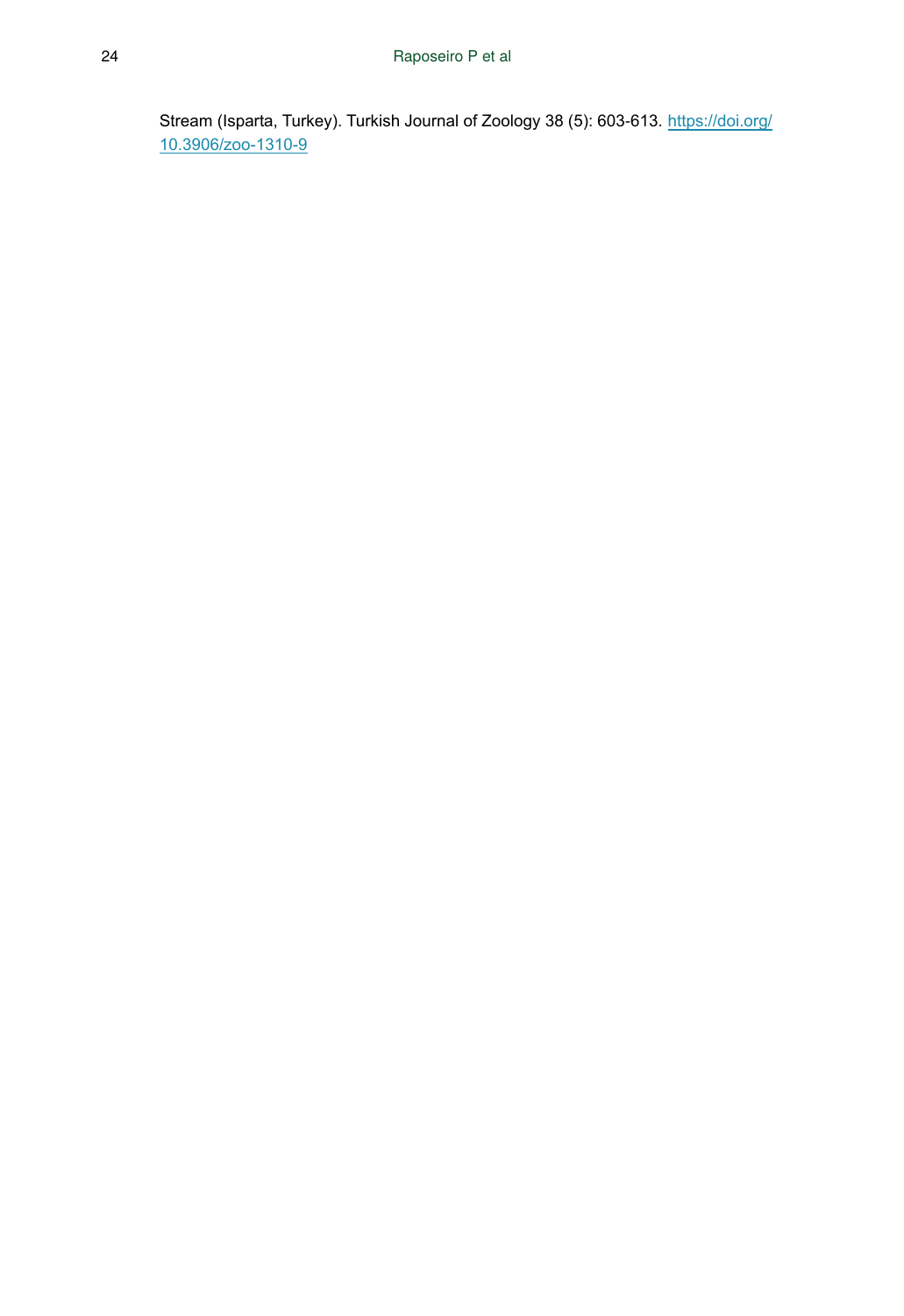Stream (Isparta, Turkey). Turkish Journal of Zoology 38 (5): 603-613. https://doi.org/10.3906/zoo-1310-9